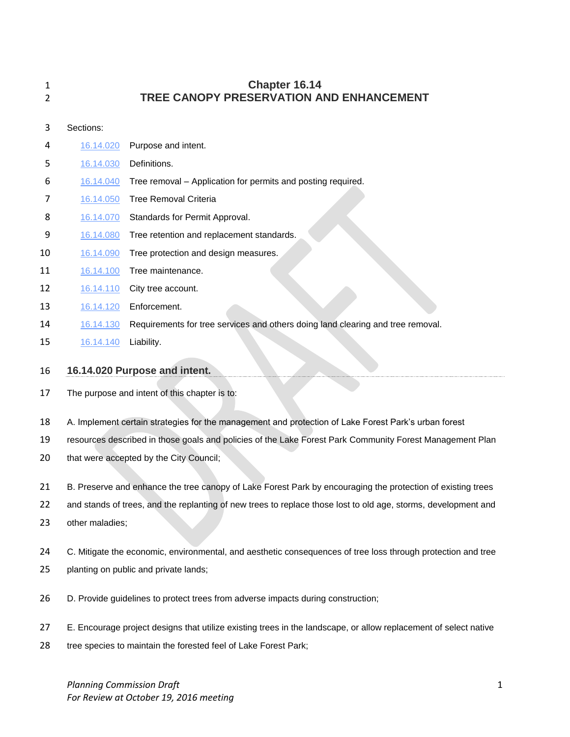# Chapter 16.14
# TREE CANOPY PRESERVATION AND ENHANCEMENT

Sections:

| | |
|---|---|
| 16.14.020 | Purpose and intent. |
| 16.14.030 | Definitions. |
| 16.14.040 | Tree removal – Application for permits and posting required. |
| 16.14.050 | Tree Removal Criteria |
| 16.14.070 | Standards for Permit Approval. |
| 16.14.080 | Tree retention and replacement standards. |
| 16.14.090 | Tree protection and design measures. |
| 16.14.100 | Tree maintenance. |
| 16.14.110 | City tree account. |
| 16.14.120 | Enforcement. |
| 16.14.130 | Requirements for tree services and others doing land clearing and tree removal. |
| 16.14.140 | Liability. |

## 16.14.020 Purpose and intent.

The purpose and intent of this chapter is to:

A. Implement certain strategies for the management and protection of Lake Forest Park's urban forest resources described in those goals and policies of the Lake Forest Park Community Forest Management Plan that were accepted by the City Council;

B. Preserve and enhance the tree canopy of Lake Forest Park by encouraging the protection of existing trees and stands of trees, and the replanting of new trees to replace those lost to old age, storms, development and other maladies;

C. Mitigate the economic, environmental, and aesthetic consequences of tree loss through protection and tree planting on public and private lands;

D. Provide guidelines to protect trees from adverse impacts during construction;

E. Encourage project designs that utilize existing trees in the landscape, or allow replacement of select native tree species to maintain the forested feel of Lake Forest Park;

*Planning Commission Draft*
*For Review at October 19, 2016 meeting*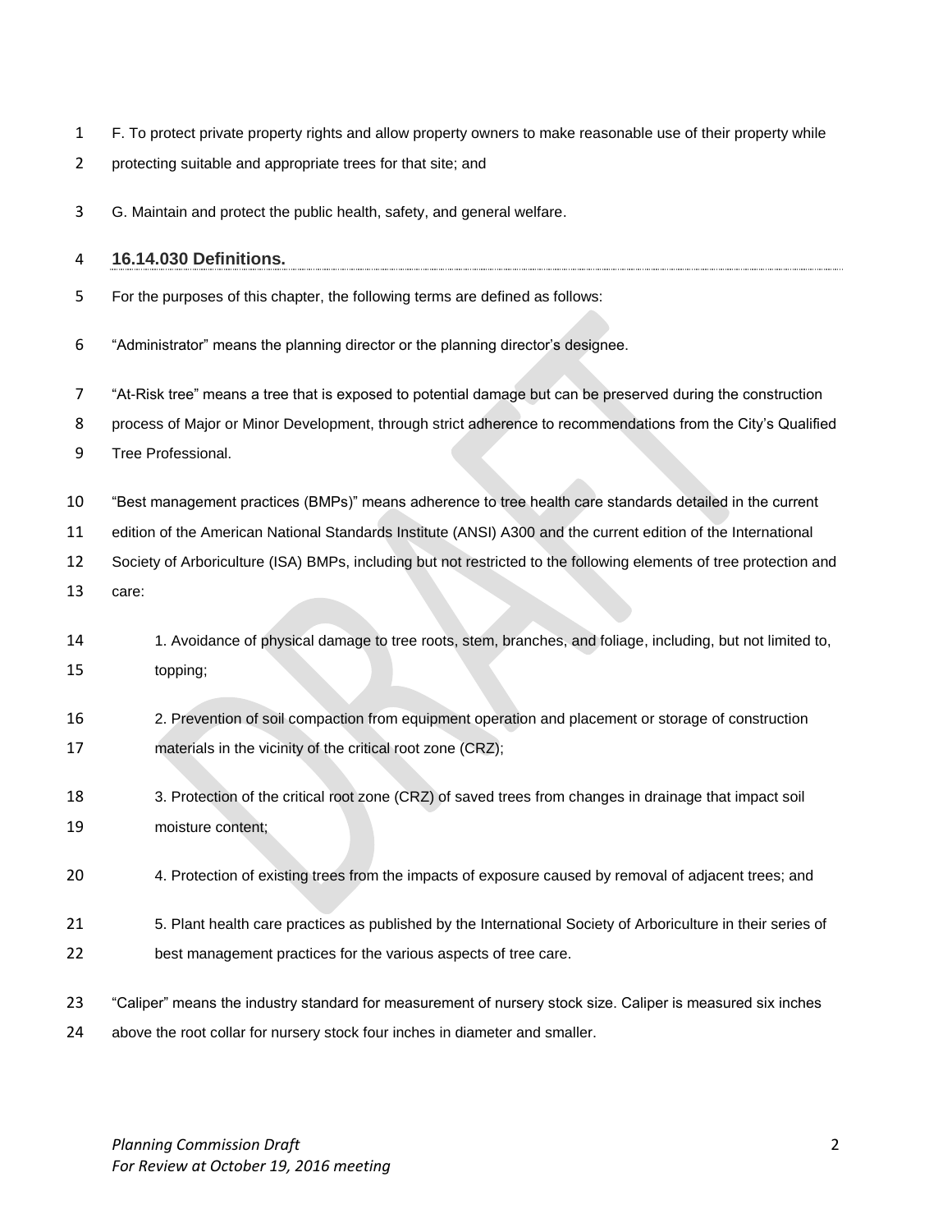F. To protect private property rights and allow property owners to make reasonable use of their property while protecting suitable and appropriate trees for that site; and

G. Maintain and protect the public health, safety, and general welfare.

## 16.14.030 Definitions.

For the purposes of this chapter, the following terms are defined as follows:

"Administrator" means the planning director or the planning director's designee.

"At-Risk tree" means a tree that is exposed to potential damage but can be preserved during the construction process of Major or Minor Development, through strict adherence to recommendations from the City's Qualified Tree Professional.

"Best management practices (BMPs)" means adherence to tree health care standards detailed in the current edition of the American National Standards Institute (ANSI) A300 and the current edition of the International Society of Arboriculture (ISA) BMPs, including but not restricted to the following elements of tree protection and care:

1. Avoidance of physical damage to tree roots, stem, branches, and foliage, including, but not limited to, topping;

2. Prevention of soil compaction from equipment operation and placement or storage of construction materials in the vicinity of the critical root zone (CRZ);

3. Protection of the critical root zone (CRZ) of saved trees from changes in drainage that impact soil moisture content;

4. Protection of existing trees from the impacts of exposure caused by removal of adjacent trees; and

5. Plant health care practices as published by the International Society of Arboriculture in their series of best management practices for the various aspects of tree care.

"Caliper" means the industry standard for measurement of nursery stock size. Caliper is measured six inches above the root collar for nursery stock four inches in diameter and smaller.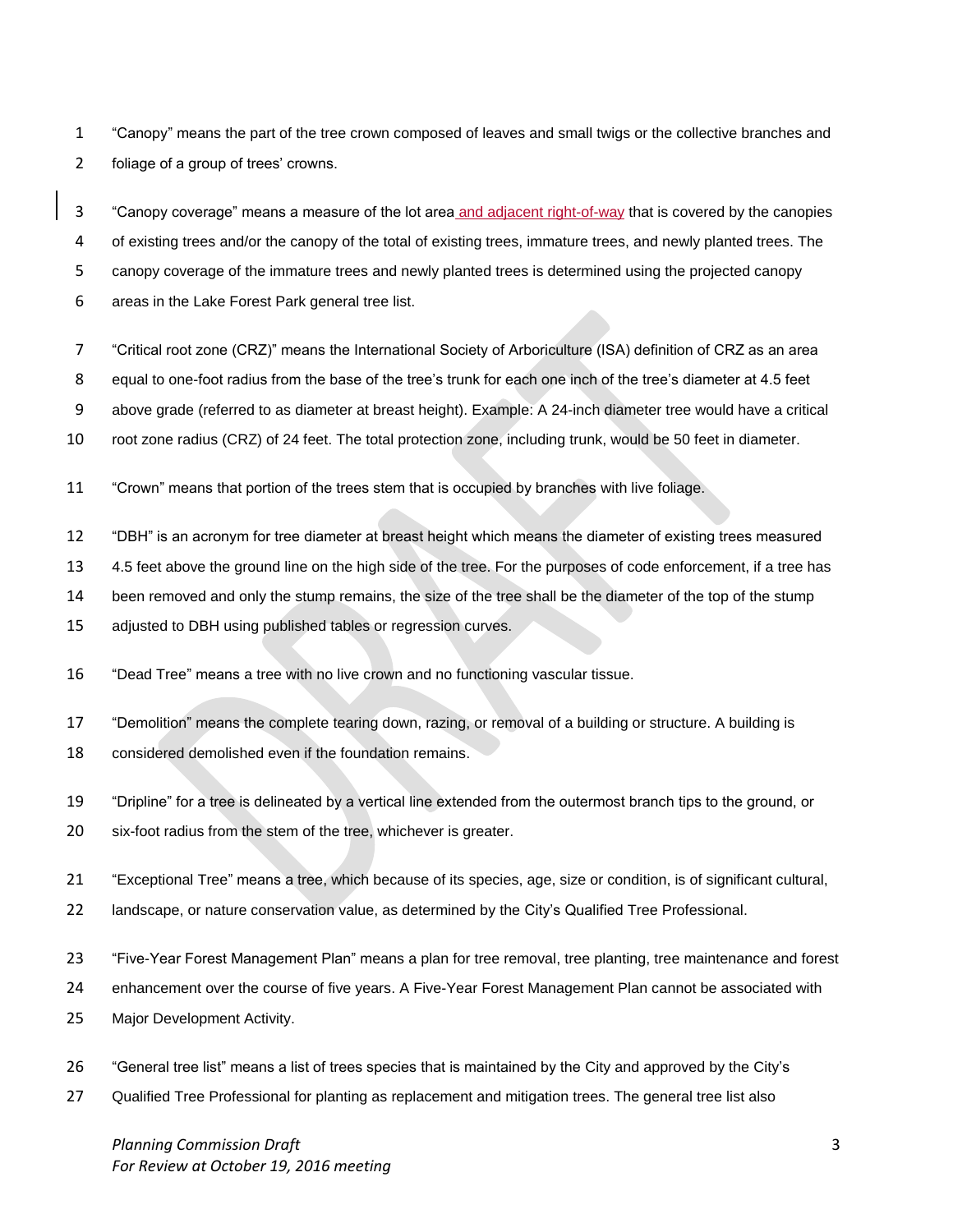"Canopy" means the part of the tree crown composed of leaves and small twigs or the collective branches and foliage of a group of trees' crowns.

"Canopy coverage" means a measure of the lot area and adjacent right-of-way that is covered by the canopies of existing trees and/or the canopy of the total of existing trees, immature trees, and newly planted trees. The canopy coverage of the immature trees and newly planted trees is determined using the projected canopy areas in the Lake Forest Park general tree list.

"Critical root zone (CRZ)" means the International Society of Arboriculture (ISA) definition of CRZ as an area equal to one-foot radius from the base of the tree's trunk for each one inch of the tree's diameter at 4.5 feet above grade (referred to as diameter at breast height). Example: A 24-inch diameter tree would have a critical root zone radius (CRZ) of 24 feet. The total protection zone, including trunk, would be 50 feet in diameter.

"Crown" means that portion of the trees stem that is occupied by branches with live foliage.

"DBH" is an acronym for tree diameter at breast height which means the diameter of existing trees measured 4.5 feet above the ground line on the high side of the tree. For the purposes of code enforcement, if a tree has been removed and only the stump remains, the size of the tree shall be the diameter of the top of the stump adjusted to DBH using published tables or regression curves.

"Dead Tree" means a tree with no live crown and no functioning vascular tissue.

"Demolition" means the complete tearing down, razing, or removal of a building or structure. A building is considered demolished even if the foundation remains.

"Dripline" for a tree is delineated by a vertical line extended from the outermost branch tips to the ground, or six-foot radius from the stem of the tree, whichever is greater.

"Exceptional Tree" means a tree, which because of its species, age, size or condition, is of significant cultural, landscape, or nature conservation value, as determined by the City's Qualified Tree Professional.

"Five-Year Forest Management Plan" means a plan for tree removal, tree planting, tree maintenance and forest enhancement over the course of five years. A Five-Year Forest Management Plan cannot be associated with Major Development Activity.

"General tree list" means a list of trees species that is maintained by the City and approved by the City's Qualified Tree Professional for planting as replacement and mitigation trees. The general tree list also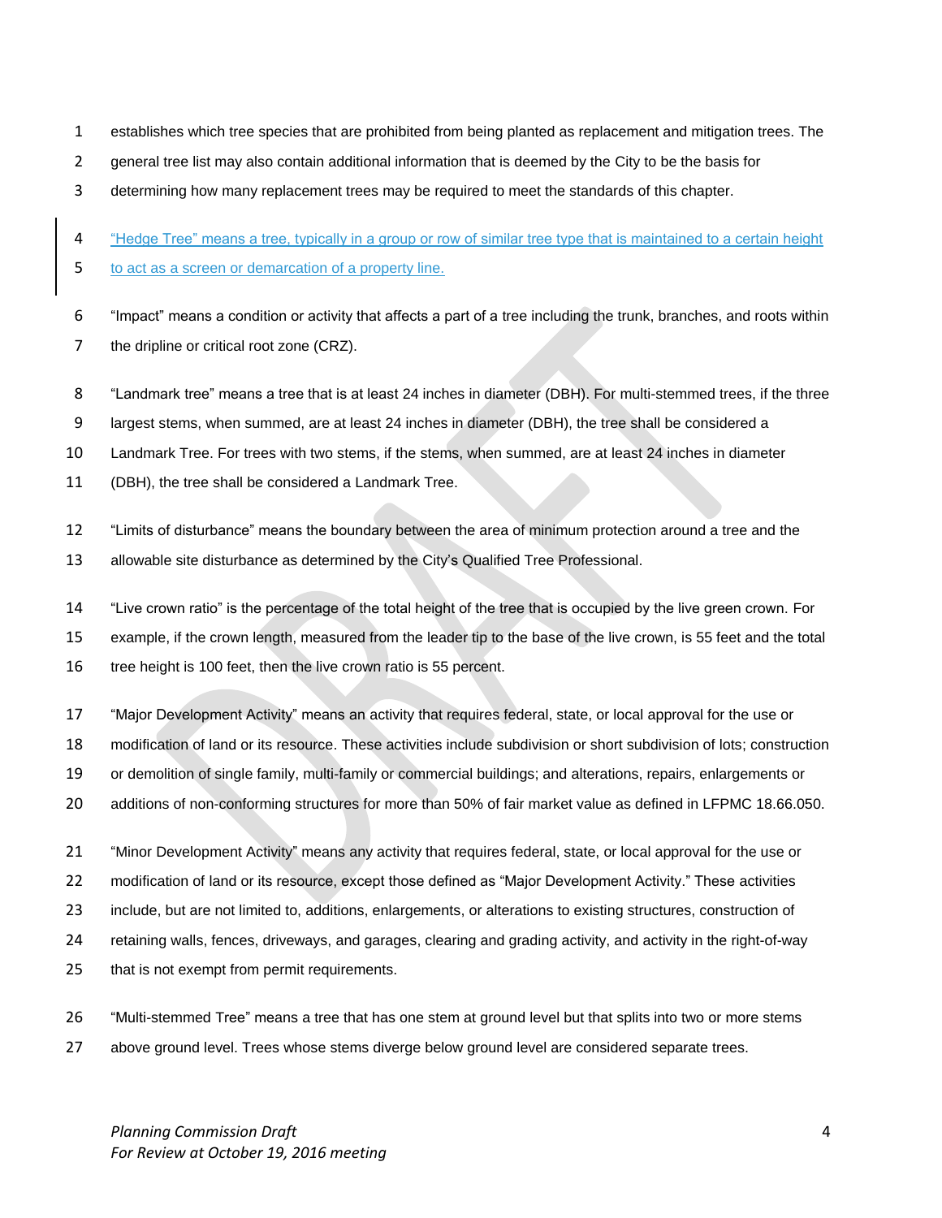establishes which tree species that are prohibited from being planted as replacement and mitigation trees. The general tree list may also contain additional information that is deemed by the City to be the basis for determining how many replacement trees may be required to meet the standards of this chapter.

"Hedge Tree" means a tree, typically in a group or row of similar tree type that is maintained to a certain height to act as a screen or demarcation of a property line.

"Impact" means a condition or activity that affects a part of a tree including the trunk, branches, and roots within the dripline or critical root zone (CRZ).

"Landmark tree" means a tree that is at least 24 inches in diameter (DBH). For multi-stemmed trees, if the three largest stems, when summed, are at least 24 inches in diameter (DBH), the tree shall be considered a Landmark Tree. For trees with two stems, if the stems, when summed, are at least 24 inches in diameter (DBH), the tree shall be considered a Landmark Tree.

"Limits of disturbance" means the boundary between the area of minimum protection around a tree and the allowable site disturbance as determined by the City's Qualified Tree Professional.

"Live crown ratio" is the percentage of the total height of the tree that is occupied by the live green crown. For example, if the crown length, measured from the leader tip to the base of the live crown, is 55 feet and the total tree height is 100 feet, then the live crown ratio is 55 percent.

"Major Development Activity" means an activity that requires federal, state, or local approval for the use or modification of land or its resource. These activities include subdivision or short subdivision of lots; construction or demolition of single family, multi-family or commercial buildings; and alterations, repairs, enlargements or additions of non-conforming structures for more than 50% of fair market value as defined in LFPMC 18.66.050.

"Minor Development Activity" means any activity that requires federal, state, or local approval for the use or modification of land or its resource, except those defined as "Major Development Activity." These activities include, but are not limited to, additions, enlargements, or alterations to existing structures, construction of retaining walls, fences, driveways, and garages, clearing and grading activity, and activity in the right-of-way that is not exempt from permit requirements.

"Multi-stemmed Tree" means a tree that has one stem at ground level but that splits into two or more stems above ground level. Trees whose stems diverge below ground level are considered separate trees.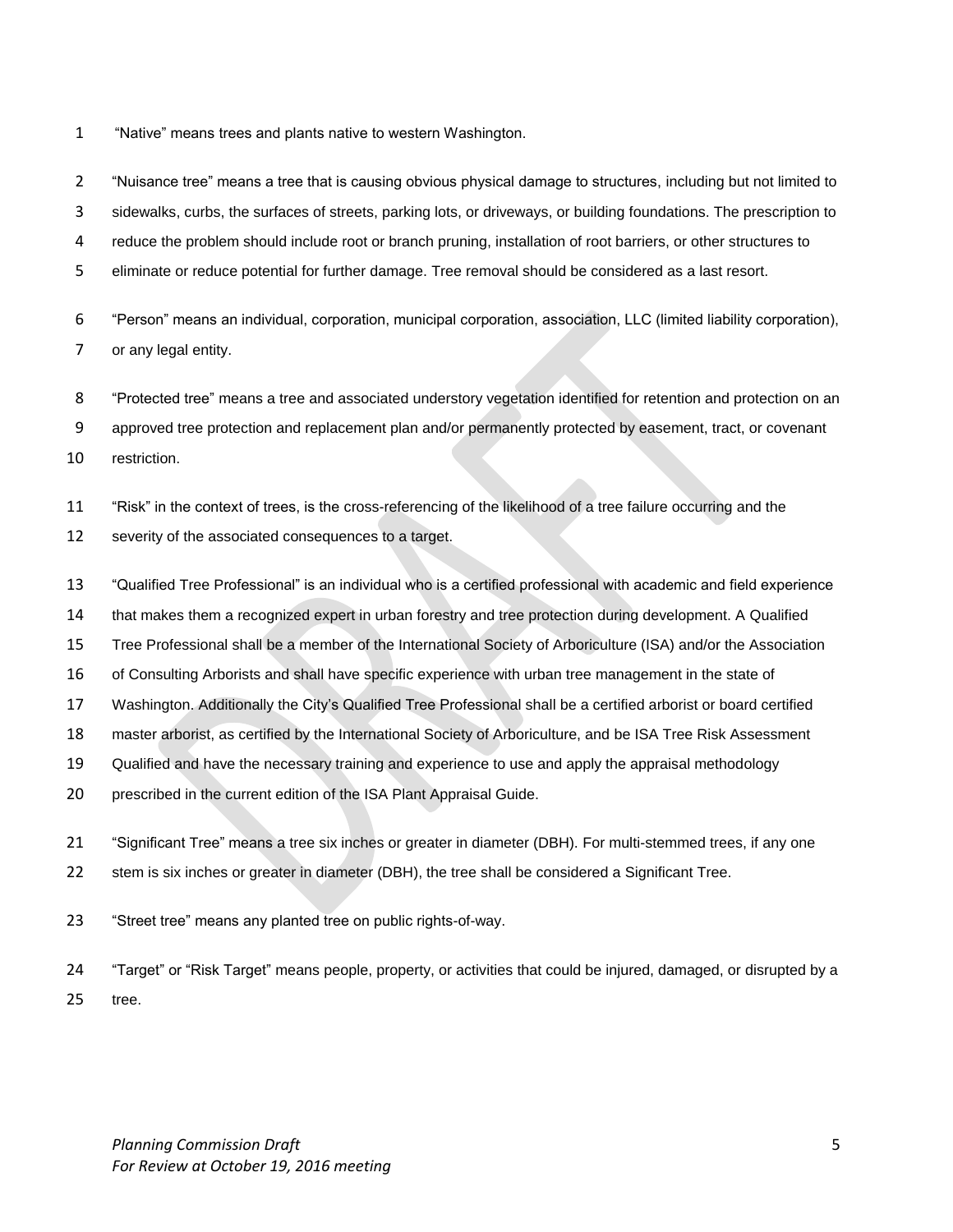"Native" means trees and plants native to western Washington.

"Nuisance tree" means a tree that is causing obvious physical damage to structures, including but not limited to sidewalks, curbs, the surfaces of streets, parking lots, or driveways, or building foundations. The prescription to reduce the problem should include root or branch pruning, installation of root barriers, or other structures to eliminate or reduce potential for further damage. Tree removal should be considered as a last resort.

"Person" means an individual, corporation, municipal corporation, association, LLC (limited liability corporation), or any legal entity.

"Protected tree" means a tree and associated understory vegetation identified for retention and protection on an approved tree protection and replacement plan and/or permanently protected by easement, tract, or covenant restriction.

"Risk" in the context of trees, is the cross-referencing of the likelihood of a tree failure occurring and the severity of the associated consequences to a target.

"Qualified Tree Professional" is an individual who is a certified professional with academic and field experience that makes them a recognized expert in urban forestry and tree protection during development. A Qualified Tree Professional shall be a member of the International Society of Arboriculture (ISA) and/or the Association of Consulting Arborists and shall have specific experience with urban tree management in the state of Washington. Additionally the City's Qualified Tree Professional shall be a certified arborist or board certified master arborist, as certified by the International Society of Arboriculture, and be ISA Tree Risk Assessment Qualified and have the necessary training and experience to use and apply the appraisal methodology prescribed in the current edition of the ISA Plant Appraisal Guide.

"Significant Tree" means a tree six inches or greater in diameter (DBH). For multi-stemmed trees, if any one stem is six inches or greater in diameter (DBH), the tree shall be considered a Significant Tree.

"Street tree" means any planted tree on public rights-of-way.

"Target" or "Risk Target" means people, property, or activities that could be injured, damaged, or disrupted by a tree.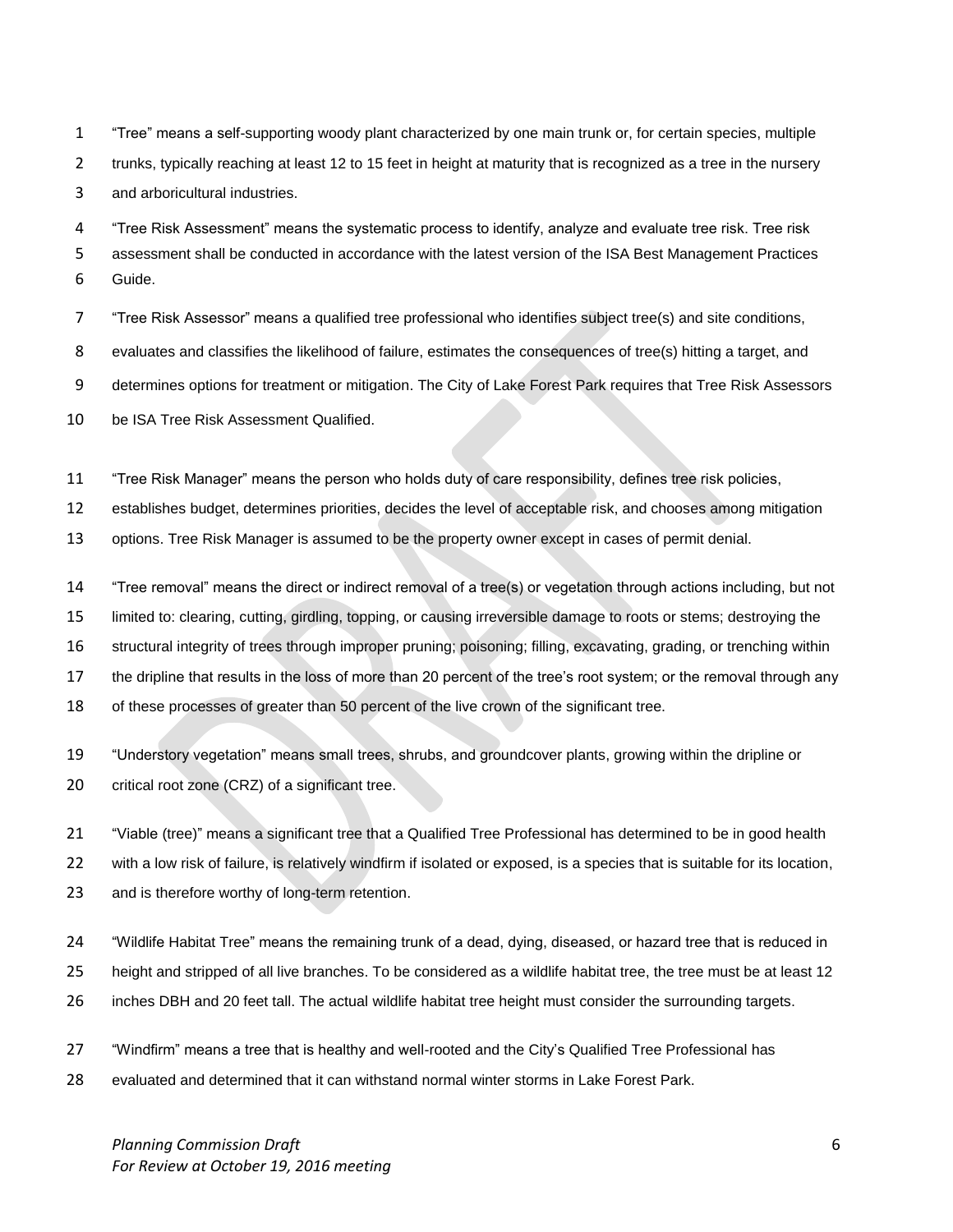"Tree" means a self-supporting woody plant characterized by one main trunk or, for certain species, multiple trunks, typically reaching at least 12 to 15 feet in height at maturity that is recognized as a tree in the nursery and arboricultural industries.

"Tree Risk Assessment" means the systematic process to identify, analyze and evaluate tree risk. Tree risk assessment shall be conducted in accordance with the latest version of the ISA Best Management Practices Guide.

"Tree Risk Assessor" means a qualified tree professional who identifies subject tree(s) and site conditions, evaluates and classifies the likelihood of failure, estimates the consequences of tree(s) hitting a target, and determines options for treatment or mitigation. The City of Lake Forest Park requires that Tree Risk Assessors be ISA Tree Risk Assessment Qualified.

"Tree Risk Manager" means the person who holds duty of care responsibility, defines tree risk policies, establishes budget, determines priorities, decides the level of acceptable risk, and chooses among mitigation options. Tree Risk Manager is assumed to be the property owner except in cases of permit denial.

"Tree removal" means the direct or indirect removal of a tree(s) or vegetation through actions including, but not limited to: clearing, cutting, girdling, topping, or causing irreversible damage to roots or stems; destroying the structural integrity of trees through improper pruning; poisoning; filling, excavating, grading, or trenching within the dripline that results in the loss of more than 20 percent of the tree's root system; or the removal through any of these processes of greater than 50 percent of the live crown of the significant tree.

"Understory vegetation" means small trees, shrubs, and groundcover plants, growing within the dripline or critical root zone (CRZ) of a significant tree.

"Viable (tree)" means a significant tree that a Qualified Tree Professional has determined to be in good health with a low risk of failure, is relatively windfirm if isolated or exposed, is a species that is suitable for its location, and is therefore worthy of long-term retention.

"Wildlife Habitat Tree" means the remaining trunk of a dead, dying, diseased, or hazard tree that is reduced in height and stripped of all live branches. To be considered as a wildlife habitat tree, the tree must be at least 12 inches DBH and 20 feet tall. The actual wildlife habitat tree height must consider the surrounding targets.

"Windfirm" means a tree that is healthy and well-rooted and the City's Qualified Tree Professional has evaluated and determined that it can withstand normal winter storms in Lake Forest Park.

*Planning Commission Draft*
*For Review at October 19, 2016 meeting*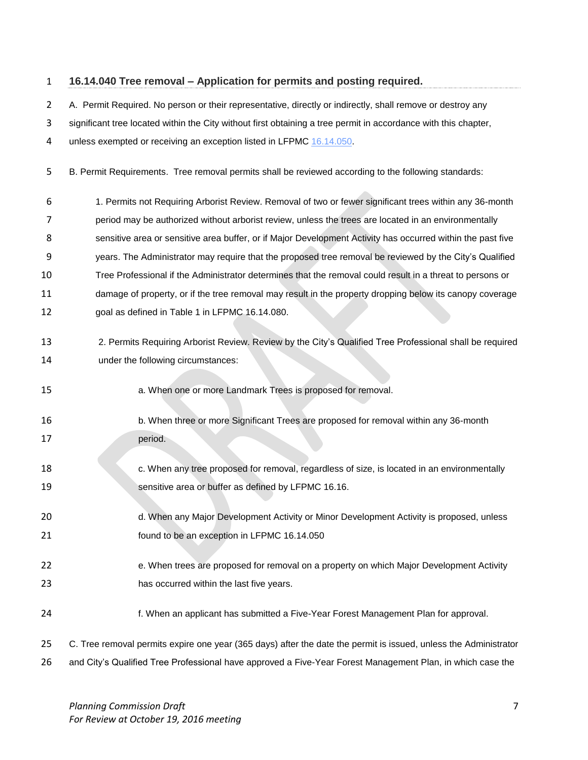### 16.14.040 Tree removal – Application for permits and posting required.

A. Permit Required. No person or their representative, directly or indirectly, shall remove or destroy any significant tree located within the City without first obtaining a tree permit in accordance with this chapter, unless exempted or receiving an exception listed in LFPMC 16.14.050.

B. Permit Requirements. Tree removal permits shall be reviewed according to the following standards:

1. Permits not Requiring Arborist Review. Removal of two or fewer significant trees within any 36-month period may be authorized without arborist review, unless the trees are located in an environmentally sensitive area or sensitive area buffer, or if Major Development Activity has occurred within the past five years. The Administrator may require that the proposed tree removal be reviewed by the City's Qualified Tree Professional if the Administrator determines that the removal could result in a threat to persons or damage of property, or if the tree removal may result in the property dropping below its canopy coverage goal as defined in Table 1 in LFPMC 16.14.080.

2. Permits Requiring Arborist Review. Review by the City's Qualified Tree Professional shall be required under the following circumstances:

   a. When one or more Landmark Trees is proposed for removal.

   b. When three or more Significant Trees are proposed for removal within any 36-month period.

   c. When any tree proposed for removal, regardless of size, is located in an environmentally sensitive area or buffer as defined by LFPMC 16.16.

   d. When any Major Development Activity or Minor Development Activity is proposed, unless found to be an exception in LFPMC 16.14.050

   e. When trees are proposed for removal on a property on which Major Development Activity has occurred within the last five years.

   f. When an applicant has submitted a Five-Year Forest Management Plan for approval.

C. Tree removal permits expire one year (365 days) after the date the permit is issued, unless the Administrator and City's Qualified Tree Professional have approved a Five-Year Forest Management Plan, in which case the

*Planning Commission Draft*
*For Review at October 19, 2016 meeting*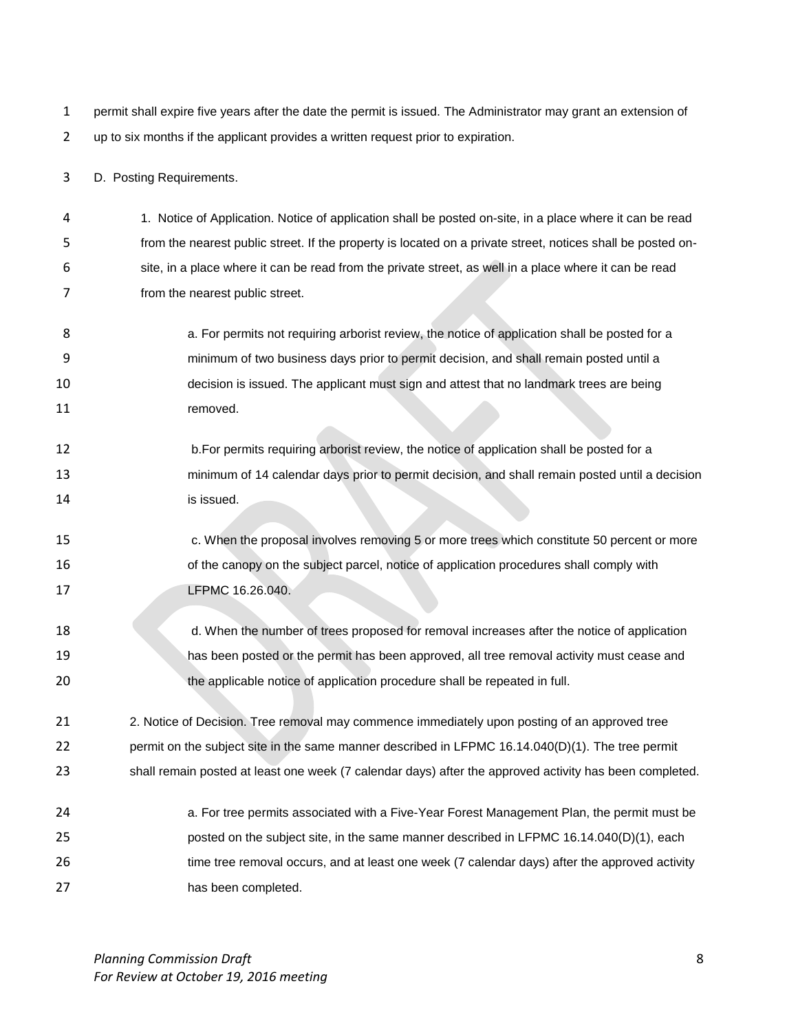permit shall expire five years after the date the permit is issued. The Administrator may grant an extension of up to six months if the applicant provides a written request prior to expiration.

D. Posting Requirements.

1. Notice of Application. Notice of application shall be posted on-site, in a place where it can be read from the nearest public street. If the property is located on a private street, notices shall be posted on-site, in a place where it can be read from the private street, as well in a place where it can be read from the nearest public street.

a. For permits not requiring arborist review, the notice of application shall be posted for a minimum of two business days prior to permit decision, and shall remain posted until a decision is issued. The applicant must sign and attest that no landmark trees are being removed.

b.For permits requiring arborist review, the notice of application shall be posted for a minimum of 14 calendar days prior to permit decision, and shall remain posted until a decision is issued.

c. When the proposal involves removing 5 or more trees which constitute 50 percent or more of the canopy on the subject parcel, notice of application procedures shall comply with LFPMC 16.26.040.

d. When the number of trees proposed for removal increases after the notice of application has been posted or the permit has been approved, all tree removal activity must cease and the applicable notice of application procedure shall be repeated in full.

2. Notice of Decision. Tree removal may commence immediately upon posting of an approved tree permit on the subject site in the same manner described in LFPMC 16.14.040(D)(1). The tree permit shall remain posted at least one week (7 calendar days) after the approved activity has been completed.

a. For tree permits associated with a Five-Year Forest Management Plan, the permit must be posted on the subject site, in the same manner described in LFPMC 16.14.040(D)(1), each time tree removal occurs, and at least one week (7 calendar days) after the approved activity has been completed.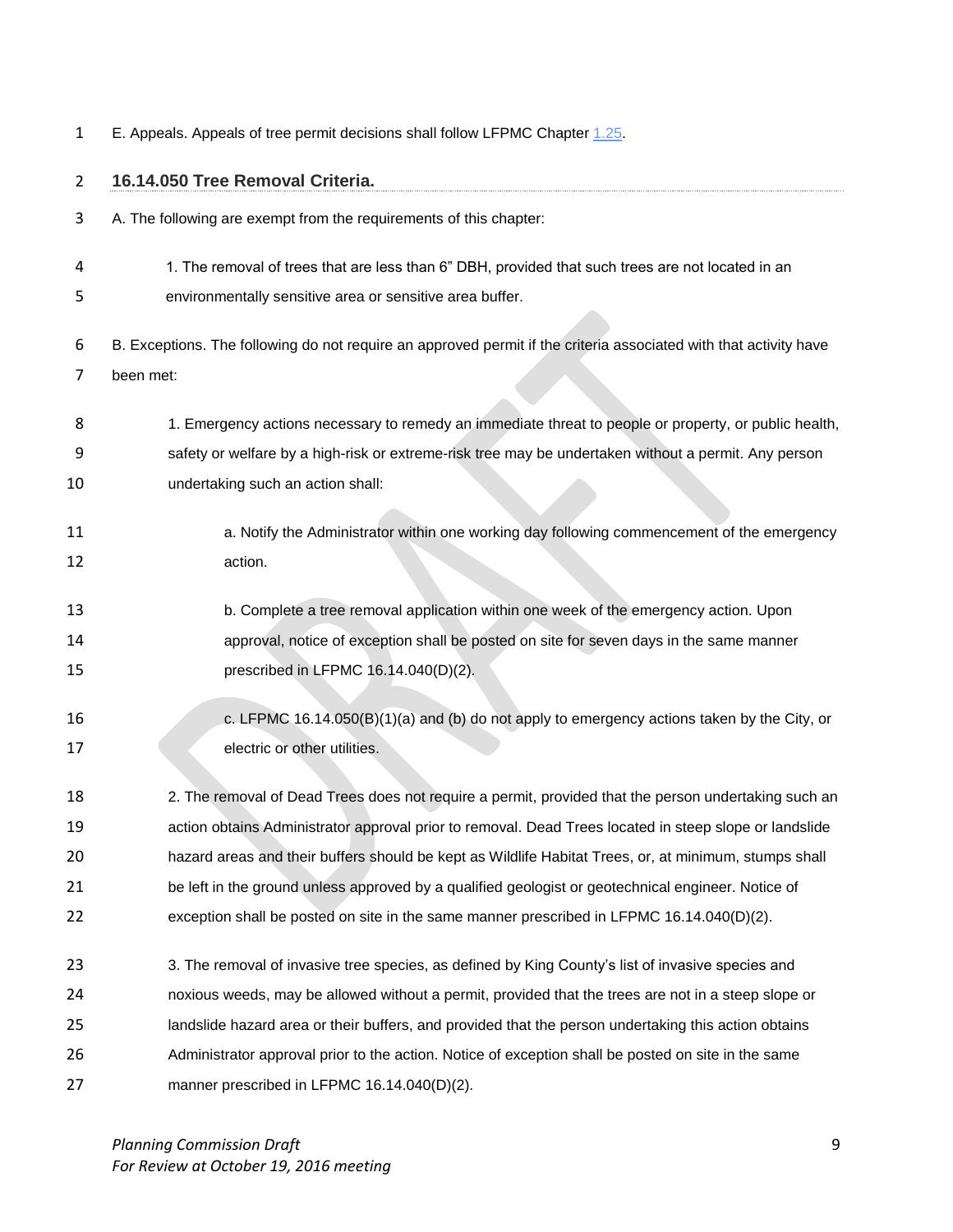E. Appeals. Appeals of tree permit decisions shall follow LFPMC Chapter 1.25.

## 16.14.050 Tree Removal Criteria.

A. The following are exempt from the requirements of this chapter:

1. The removal of trees that are less than 6" DBH, provided that such trees are not located in an environmentally sensitive area or sensitive area buffer.

B. Exceptions. The following do not require an approved permit if the criteria associated with that activity have been met:

1. Emergency actions necessary to remedy an immediate threat to people or property, or public health, safety or welfare by a high-risk or extreme-risk tree may be undertaken without a permit. Any person undertaking such an action shall:

   a. Notify the Administrator within one working day following commencement of the emergency action.

   b. Complete a tree removal application within one week of the emergency action. Upon approval, notice of exception shall be posted on site for seven days in the same manner prescribed in LFPMC 16.14.040(D)(2).

   c. LFPMC 16.14.050(B)(1)(a) and (b) do not apply to emergency actions taken by the City, or electric or other utilities.

2. The removal of Dead Trees does not require a permit, provided that the person undertaking such an action obtains Administrator approval prior to removal. Dead Trees located in steep slope or landslide hazard areas and their buffers should be kept as Wildlife Habitat Trees, or, at minimum, stumps shall be left in the ground unless approved by a qualified geologist or geotechnical engineer. Notice of exception shall be posted on site in the same manner prescribed in LFPMC 16.14.040(D)(2).

3. The removal of invasive tree species, as defined by King County's list of invasive species and noxious weeds, may be allowed without a permit, provided that the trees are not in a steep slope or landslide hazard area or their buffers, and provided that the person undertaking this action obtains Administrator approval prior to the action. Notice of exception shall be posted on site in the same manner prescribed in LFPMC 16.14.040(D)(2).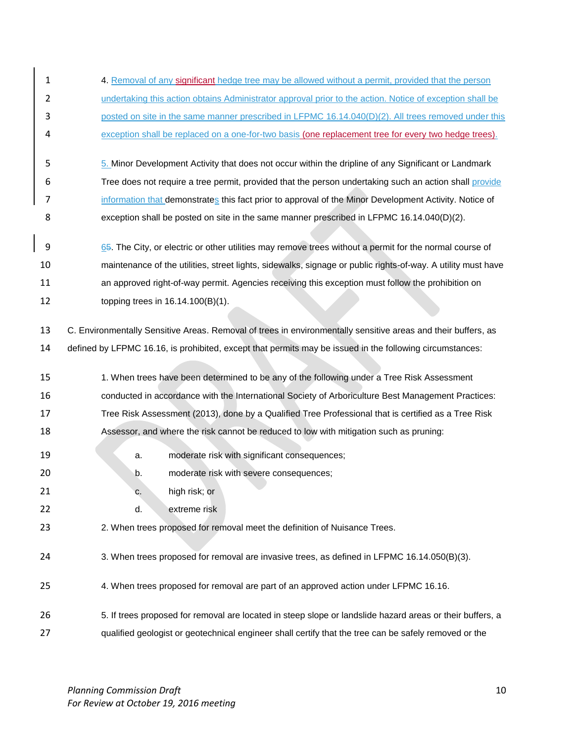4. Removal of any significant hedge tree may be allowed without a permit, provided that the person undertaking this action obtains Administrator approval prior to the action. Notice of exception shall be posted on site in the same manner prescribed in LFPMC 16.14.040(D)(2). All trees removed under this exception shall be replaced on a one-for-two basis (one replacement tree for every two hedge trees).

5. Minor Development Activity that does not occur within the dripline of any Significant or Landmark Tree does not require a tree permit, provided that the person undertaking such an action shall provide information that demonstrates this fact prior to approval of the Minor Development Activity. Notice of exception shall be posted on site in the same manner prescribed in LFPMC 16.14.040(D)(2).

6~~5~~. The City, or electric or other utilities may remove trees without a permit for the normal course of maintenance of the utilities, street lights, sidewalks, signage or public rights-of-way. A utility must have an approved right-of-way permit. Agencies receiving this exception must follow the prohibition on topping trees in 16.14.100(B)(1).

C. Environmentally Sensitive Areas. Removal of trees in environmentally sensitive areas and their buffers, as defined by LFPMC 16.16, is prohibited, except that permits may be issued in the following circumstances:

1. When trees have been determined to be any of the following under a Tree Risk Assessment conducted in accordance with the International Society of Arboriculture Best Management Practices: Tree Risk Assessment (2013), done by a Qualified Tree Professional that is certified as a Tree Risk Assessor, and where the risk cannot be reduced to low with mitigation such as pruning:

   a. moderate risk with significant consequences;

   b. moderate risk with severe consequences;

   c. high risk; or

   d. extreme risk

2. When trees proposed for removal meet the definition of Nuisance Trees.

3. When trees proposed for removal are invasive trees, as defined in LFPMC 16.14.050(B)(3).

4. When trees proposed for removal are part of an approved action under LFPMC 16.16.

5. If trees proposed for removal are located in steep slope or landslide hazard areas or their buffers, a qualified geologist or geotechnical engineer shall certify that the tree can be safely removed or the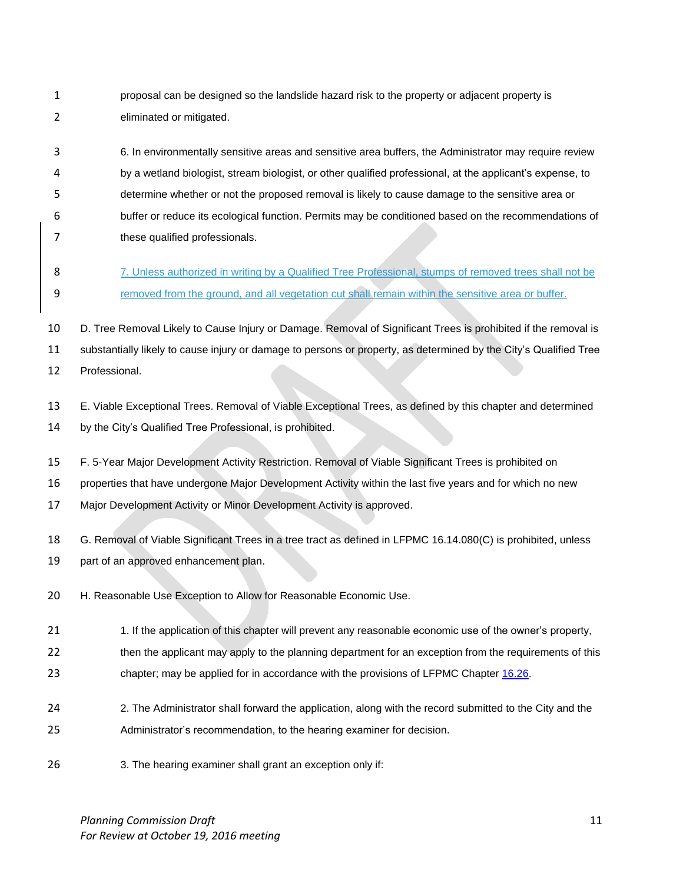proposal can be designed so the landslide hazard risk to the property or adjacent property is eliminated or mitigated.

6. In environmentally sensitive areas and sensitive area buffers, the Administrator may require review by a wetland biologist, stream biologist, or other qualified professional, at the applicant's expense, to determine whether or not the proposed removal is likely to cause damage to the sensitive area or buffer or reduce its ecological function. Permits may be conditioned based on the recommendations of these qualified professionals.

7. Unless authorized in writing by a Qualified Tree Professional, stumps of removed trees shall not be removed from the ground, and all vegetation cut shall remain within the sensitive area or buffer.

D. Tree Removal Likely to Cause Injury or Damage. Removal of Significant Trees is prohibited if the removal is substantially likely to cause injury or damage to persons or property, as determined by the City's Qualified Tree Professional.

E. Viable Exceptional Trees. Removal of Viable Exceptional Trees, as defined by this chapter and determined by the City's Qualified Tree Professional, is prohibited.

F. 5-Year Major Development Activity Restriction. Removal of Viable Significant Trees is prohibited on properties that have undergone Major Development Activity within the last five years and for which no new Major Development Activity or Minor Development Activity is approved.

G. Removal of Viable Significant Trees in a tree tract as defined in LFPMC 16.14.080(C) is prohibited, unless part of an approved enhancement plan.

H. Reasonable Use Exception to Allow for Reasonable Economic Use.

1. If the application of this chapter will prevent any reasonable economic use of the owner's property, then the applicant may apply to the planning department for an exception from the requirements of this chapter; may be applied for in accordance with the provisions of LFPMC Chapter 16.26.

2. The Administrator shall forward the application, along with the record submitted to the City and the Administrator's recommendation, to the hearing examiner for decision.

3. The hearing examiner shall grant an exception only if:

*Planning Commission Draft*
*For Review at October 19, 2016 meeting*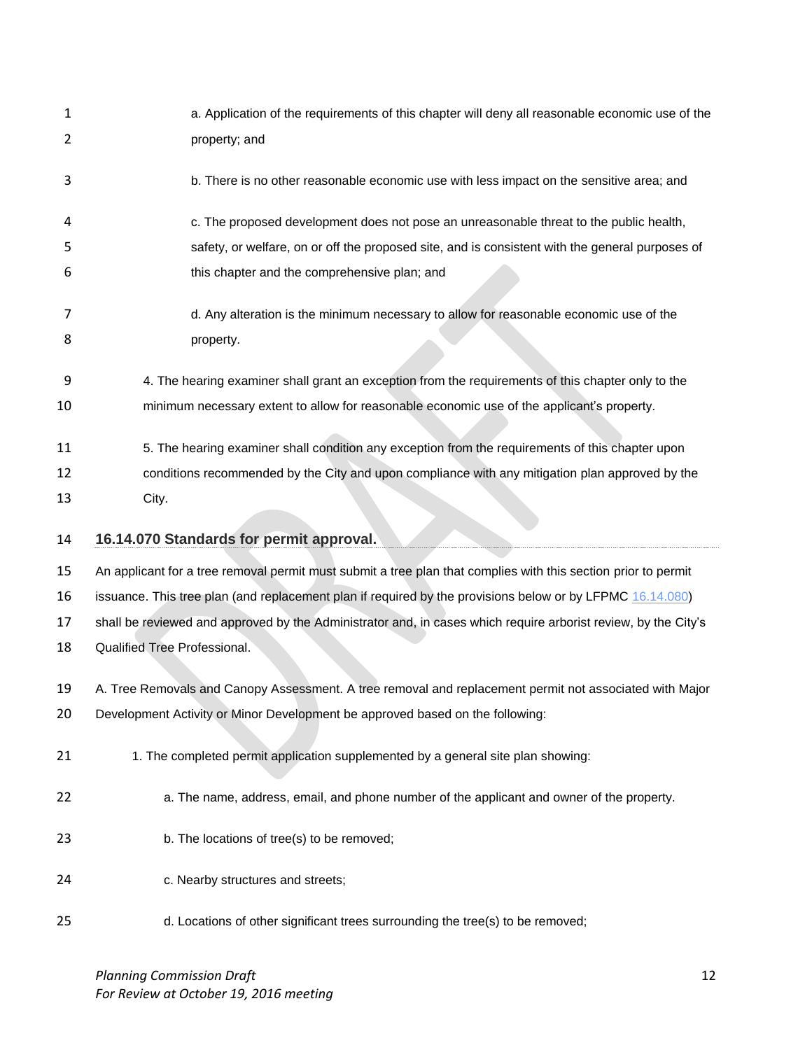a. Application of the requirements of this chapter will deny all reasonable economic use of the property; and

b. There is no other reasonable economic use with less impact on the sensitive area; and

c. The proposed development does not pose an unreasonable threat to the public health, safety, or welfare, on or off the proposed site, and is consistent with the general purposes of this chapter and the comprehensive plan; and

d. Any alteration is the minimum necessary to allow for reasonable economic use of the property.

4. The hearing examiner shall grant an exception from the requirements of this chapter only to the minimum necessary extent to allow for reasonable economic use of the applicant's property.

5. The hearing examiner shall condition any exception from the requirements of this chapter upon conditions recommended by the City and upon compliance with any mitigation plan approved by the City.

### 16.14.070 Standards for permit approval.

An applicant for a tree removal permit must submit a tree plan that complies with this section prior to permit issuance. This tree plan (and replacement plan if required by the provisions below or by LFPMC 16.14.080) shall be reviewed and approved by the Administrator and, in cases which require arborist review, by the City's Qualified Tree Professional.

A. Tree Removals and Canopy Assessment. A tree removal and replacement permit not associated with Major Development Activity or Minor Development be approved based on the following:

1. The completed permit application supplemented by a general site plan showing:

a. The name, address, email, and phone number of the applicant and owner of the property.

b. The locations of tree(s) to be removed;

c. Nearby structures and streets;

d. Locations of other significant trees surrounding the tree(s) to be removed;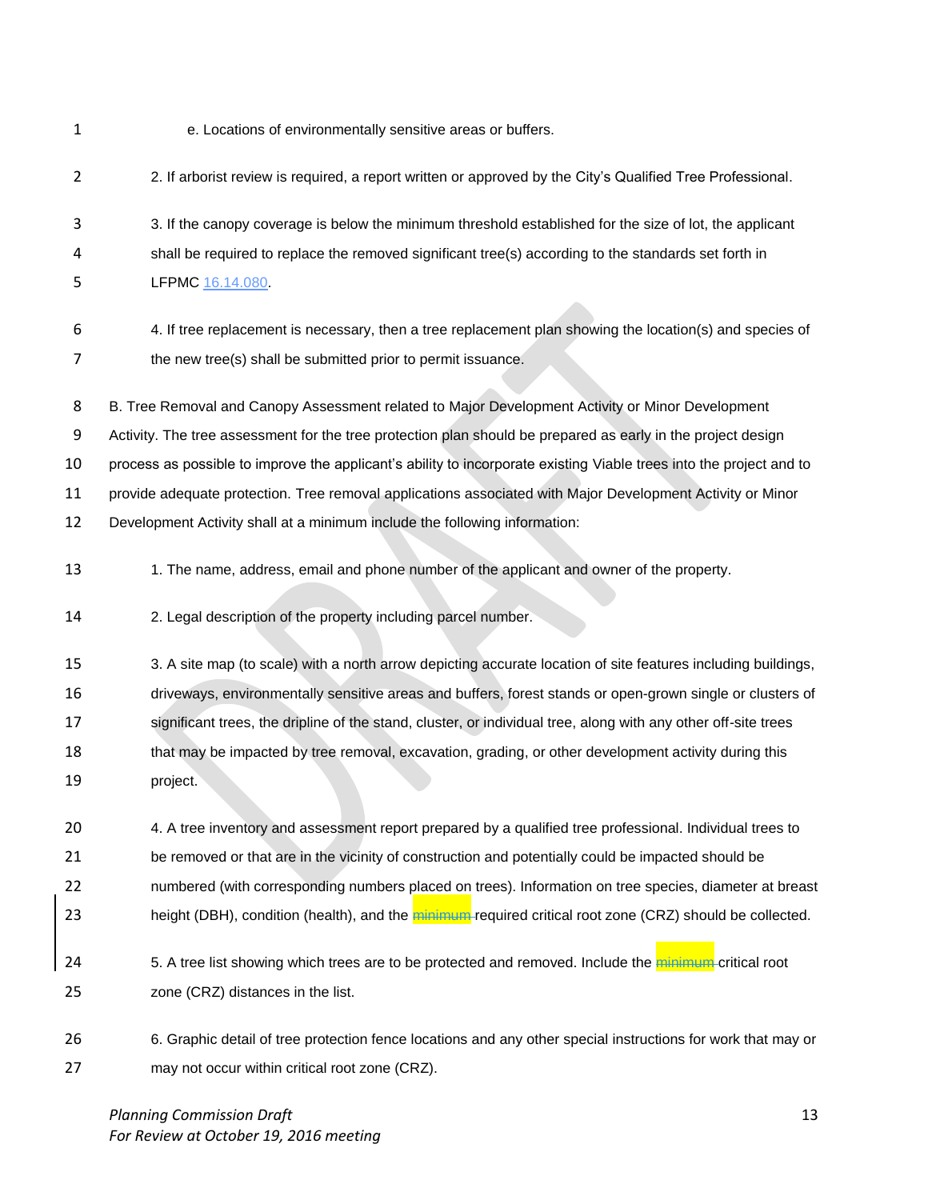e. Locations of environmentally sensitive areas or buffers.

2. If arborist review is required, a report written or approved by the City's Qualified Tree Professional.

3. If the canopy coverage is below the minimum threshold established for the size of lot, the applicant shall be required to replace the removed significant tree(s) according to the standards set forth in LFPMC 16.14.080.

4. If tree replacement is necessary, then a tree replacement plan showing the location(s) and species of the new tree(s) shall be submitted prior to permit issuance.

B. Tree Removal and Canopy Assessment related to Major Development Activity or Minor Development Activity. The tree assessment for the tree protection plan should be prepared as early in the project design process as possible to improve the applicant's ability to incorporate existing Viable trees into the project and to provide adequate protection. Tree removal applications associated with Major Development Activity or Minor Development Activity shall at a minimum include the following information:

1. The name, address, email and phone number of the applicant and owner of the property.

2. Legal description of the property including parcel number.

3. A site map (to scale) with a north arrow depicting accurate location of site features including buildings, driveways, environmentally sensitive areas and buffers, forest stands or open-grown single or clusters of significant trees, the dripline of the stand, cluster, or individual tree, along with any other off-site trees that may be impacted by tree removal, excavation, grading, or other development activity during this project.

4. A tree inventory and assessment report prepared by a qualified tree professional. Individual trees to be removed or that are in the vicinity of construction and potentially could be impacted should be numbered (with corresponding numbers placed on trees). Information on tree species, diameter at breast height (DBH), condition (health), and the ~~minimum~~ required critical root zone (CRZ) should be collected.

5. A tree list showing which trees are to be protected and removed. Include the ~~minimum~~ critical root zone (CRZ) distances in the list.

6. Graphic detail of tree protection fence locations and any other special instructions for work that may or may not occur within critical root zone (CRZ).

*Planning Commission Draft*
*For Review at October 19, 2016 meeting*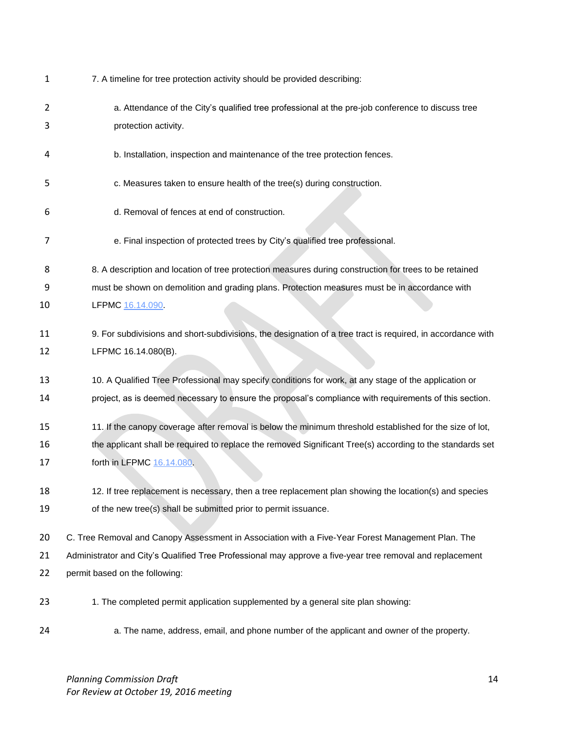7. A timeline for tree protection activity should be provided describing:

   a. Attendance of the City's qualified tree professional at the pre-job conference to discuss tree protection activity.

   b. Installation, inspection and maintenance of the tree protection fences.

   c. Measures taken to ensure health of the tree(s) during construction.

   d. Removal of fences at end of construction.

   e. Final inspection of protected trees by City's qualified tree professional.

8. A description and location of tree protection measures during construction for trees to be retained must be shown on demolition and grading plans. Protection measures must be in accordance with LFPMC 16.14.090.

9. For subdivisions and short-subdivisions, the designation of a tree tract is required, in accordance with LFPMC 16.14.080(B).

10. A Qualified Tree Professional may specify conditions for work, at any stage of the application or project, as is deemed necessary to ensure the proposal's compliance with requirements of this section.

11. If the canopy coverage after removal is below the minimum threshold established for the size of lot, the applicant shall be required to replace the removed Significant Tree(s) according to the standards set forth in LFPMC 16.14.080.

12. If tree replacement is necessary, then a tree replacement plan showing the location(s) and species of the new tree(s) shall be submitted prior to permit issuance.

C. Tree Removal and Canopy Assessment in Association with a Five-Year Forest Management Plan. The Administrator and City's Qualified Tree Professional may approve a five-year tree removal and replacement permit based on the following:

1. The completed permit application supplemented by a general site plan showing:

   a. The name, address, email, and phone number of the applicant and owner of the property.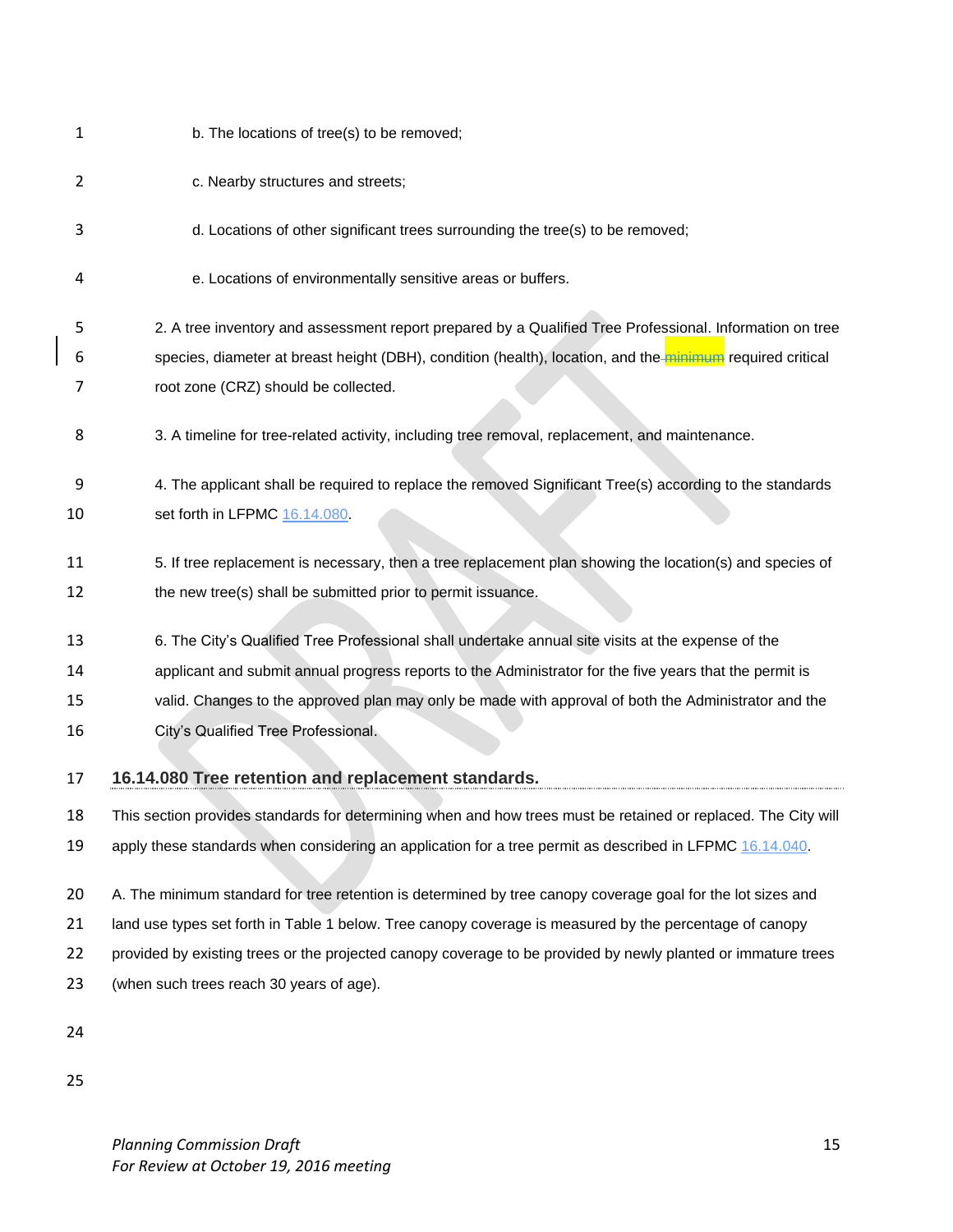b. The locations of tree(s) to be removed;

c. Nearby structures and streets;

d. Locations of other significant trees surrounding the tree(s) to be removed;

e. Locations of environmentally sensitive areas or buffers.

2. A tree inventory and assessment report prepared by a Qualified Tree Professional. Information on tree species, diameter at breast height (DBH), condition (health), location, and the ~~minimum~~ required critical root zone (CRZ) should be collected.

3. A timeline for tree-related activity, including tree removal, replacement, and maintenance.

4. The applicant shall be required to replace the removed Significant Tree(s) according to the standards set forth in LFPMC 16.14.080.

5. If tree replacement is necessary, then a tree replacement plan showing the location(s) and species of the new tree(s) shall be submitted prior to permit issuance.

6. The City's Qualified Tree Professional shall undertake annual site visits at the expense of the applicant and submit annual progress reports to the Administrator for the five years that the permit is valid. Changes to the approved plan may only be made with approval of both the Administrator and the City's Qualified Tree Professional.

## 16.14.080 Tree retention and replacement standards.

This section provides standards for determining when and how trees must be retained or replaced. The City will apply these standards when considering an application for a tree permit as described in LFPMC 16.14.040.

A. The minimum standard for tree retention is determined by tree canopy coverage goal for the lot sizes and land use types set forth in Table 1 below. Tree canopy coverage is measured by the percentage of canopy provided by existing trees or the projected canopy coverage to be provided by newly planted or immature trees (when such trees reach 30 years of age).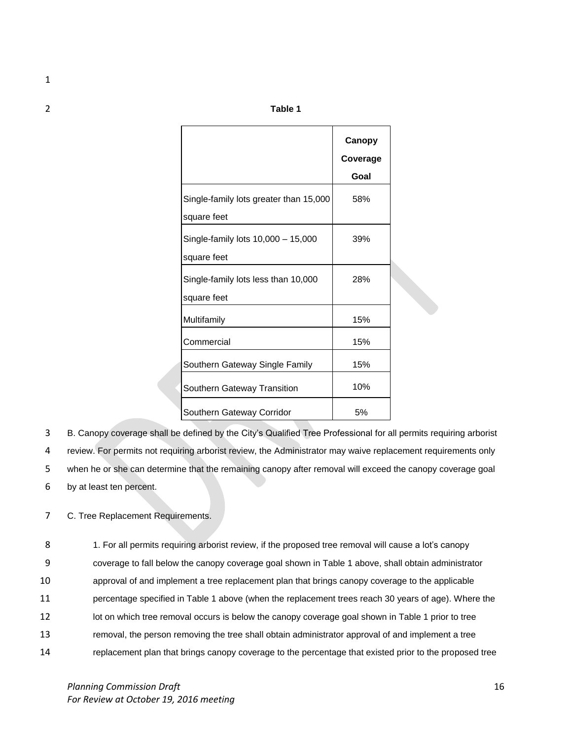**Table 1**

| | Canopy Coverage Goal |
|---|---|
| Single-family lots greater than 15,000 square feet | 58% |
| Single-family lots 10,000 – 15,000 square feet | 39% |
| Single-family lots less than 10,000 square feet | 28% |
| Multifamily | 15% |
| Commercial | 15% |
| Southern Gateway Single Family | 15% |
| Southern Gateway Transition | 10% |
| Southern Gateway Corridor | 5% |

B. Canopy coverage shall be defined by the City's Qualified Tree Professional for all permits requiring arborist review. For permits not requiring arborist review, the Administrator may waive replacement requirements only when he or she can determine that the remaining canopy after removal will exceed the canopy coverage goal by at least ten percent.

C. Tree Replacement Requirements.

1. For all permits requiring arborist review, if the proposed tree removal will cause a lot's canopy coverage to fall below the canopy coverage goal shown in Table 1 above, shall obtain administrator approval of and implement a tree replacement plan that brings canopy coverage to the applicable percentage specified in Table 1 above (when the replacement trees reach 30 years of age). Where the lot on which tree removal occurs is below the canopy coverage goal shown in Table 1 prior to tree removal, the person removing the tree shall obtain administrator approval of and implement a tree replacement plan that brings canopy coverage to the percentage that existed prior to the proposed tree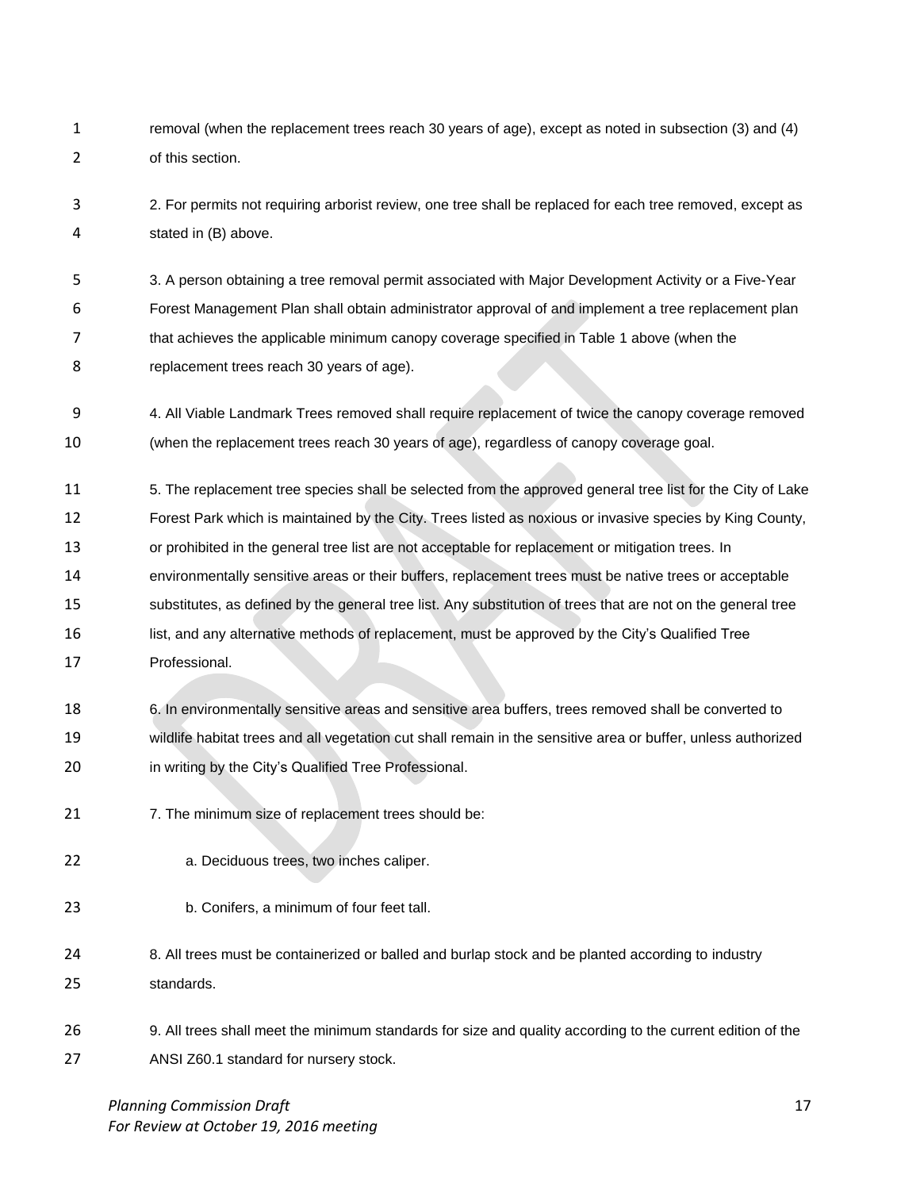removal (when the replacement trees reach 30 years of age), except as noted in subsection (3) and (4) of this section.

2. For permits not requiring arborist review, one tree shall be replaced for each tree removed, except as stated in (B) above.

3. A person obtaining a tree removal permit associated with Major Development Activity or a Five-Year Forest Management Plan shall obtain administrator approval of and implement a tree replacement plan that achieves the applicable minimum canopy coverage specified in Table 1 above (when the replacement trees reach 30 years of age).

4. All Viable Landmark Trees removed shall require replacement of twice the canopy coverage removed (when the replacement trees reach 30 years of age), regardless of canopy coverage goal.

5. The replacement tree species shall be selected from the approved general tree list for the City of Lake Forest Park which is maintained by the City. Trees listed as noxious or invasive species by King County, or prohibited in the general tree list are not acceptable for replacement or mitigation trees. In environmentally sensitive areas or their buffers, replacement trees must be native trees or acceptable substitutes, as defined by the general tree list. Any substitution of trees that are not on the general tree list, and any alternative methods of replacement, must be approved by the City's Qualified Tree Professional.

6. In environmentally sensitive areas and sensitive area buffers, trees removed shall be converted to wildlife habitat trees and all vegetation cut shall remain in the sensitive area or buffer, unless authorized in writing by the City's Qualified Tree Professional.

7. The minimum size of replacement trees should be:

a. Deciduous trees, two inches caliper.

b. Conifers, a minimum of four feet tall.

8. All trees must be containerized or balled and burlap stock and be planted according to industry standards.

9. All trees shall meet the minimum standards for size and quality according to the current edition of the ANSI Z60.1 standard for nursery stock.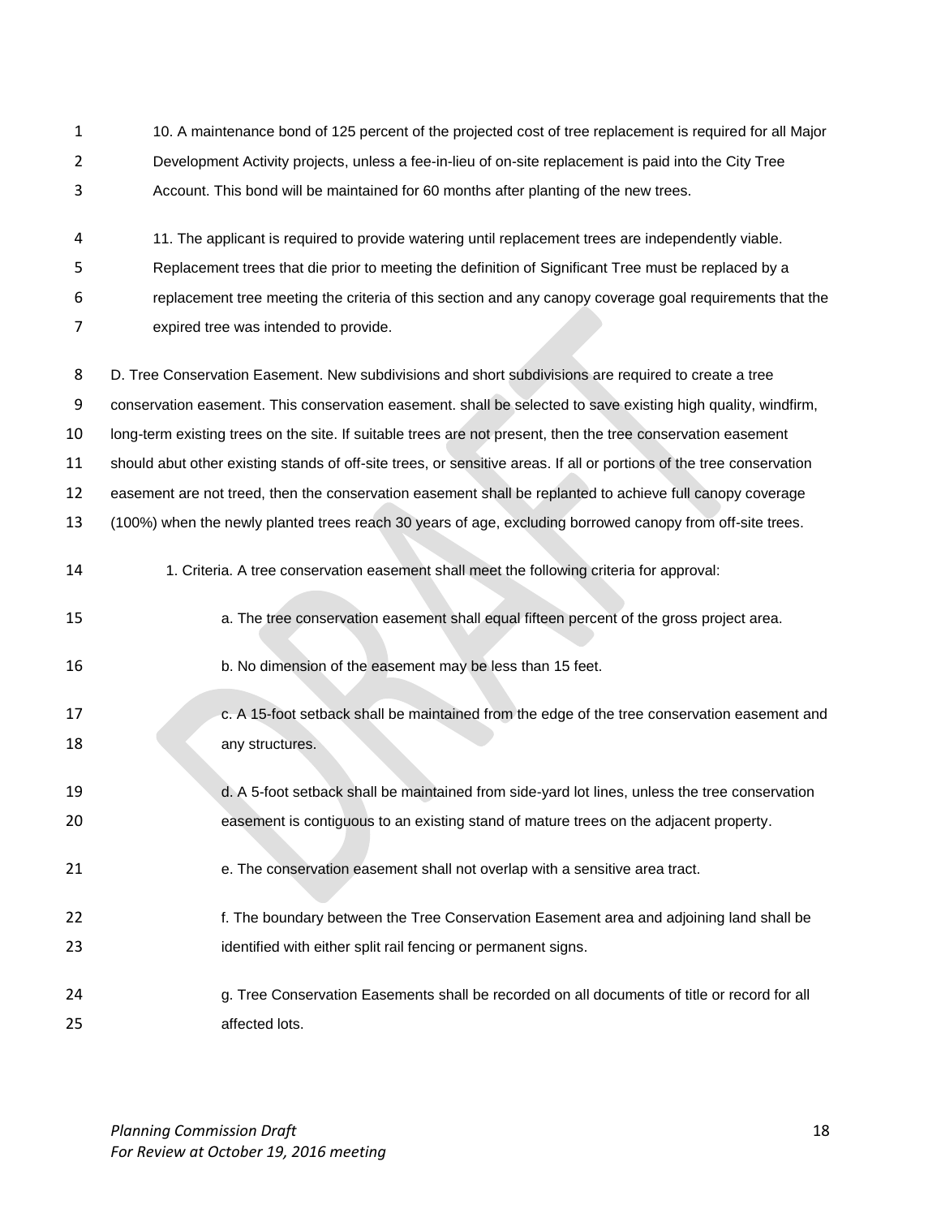10. A maintenance bond of 125 percent of the projected cost of tree replacement is required for all Major Development Activity projects, unless a fee-in-lieu of on-site replacement is paid into the City Tree Account. This bond will be maintained for 60 months after planting of the new trees.

11. The applicant is required to provide watering until replacement trees are independently viable. Replacement trees that die prior to meeting the definition of Significant Tree must be replaced by a replacement tree meeting the criteria of this section and any canopy coverage goal requirements that the expired tree was intended to provide.

D. Tree Conservation Easement. New subdivisions and short subdivisions are required to create a tree conservation easement. This conservation easement. shall be selected to save existing high quality, windfirm, long-term existing trees on the site. If suitable trees are not present, then the tree conservation easement should abut other existing stands of off-site trees, or sensitive areas. If all or portions of the tree conservation easement are not treed, then the conservation easement shall be replanted to achieve full canopy coverage (100%) when the newly planted trees reach 30 years of age, excluding borrowed canopy from off-site trees.

1. Criteria. A tree conservation easement shall meet the following criteria for approval:

   a. The tree conservation easement shall equal fifteen percent of the gross project area.

   b. No dimension of the easement may be less than 15 feet.

   c. A 15-foot setback shall be maintained from the edge of the tree conservation easement and any structures.

   d. A 5-foot setback shall be maintained from side-yard lot lines, unless the tree conservation easement is contiguous to an existing stand of mature trees on the adjacent property.

   e. The conservation easement shall not overlap with a sensitive area tract.

   f. The boundary between the Tree Conservation Easement area and adjoining land shall be identified with either split rail fencing or permanent signs.

   g. Tree Conservation Easements shall be recorded on all documents of title or record for all affected lots.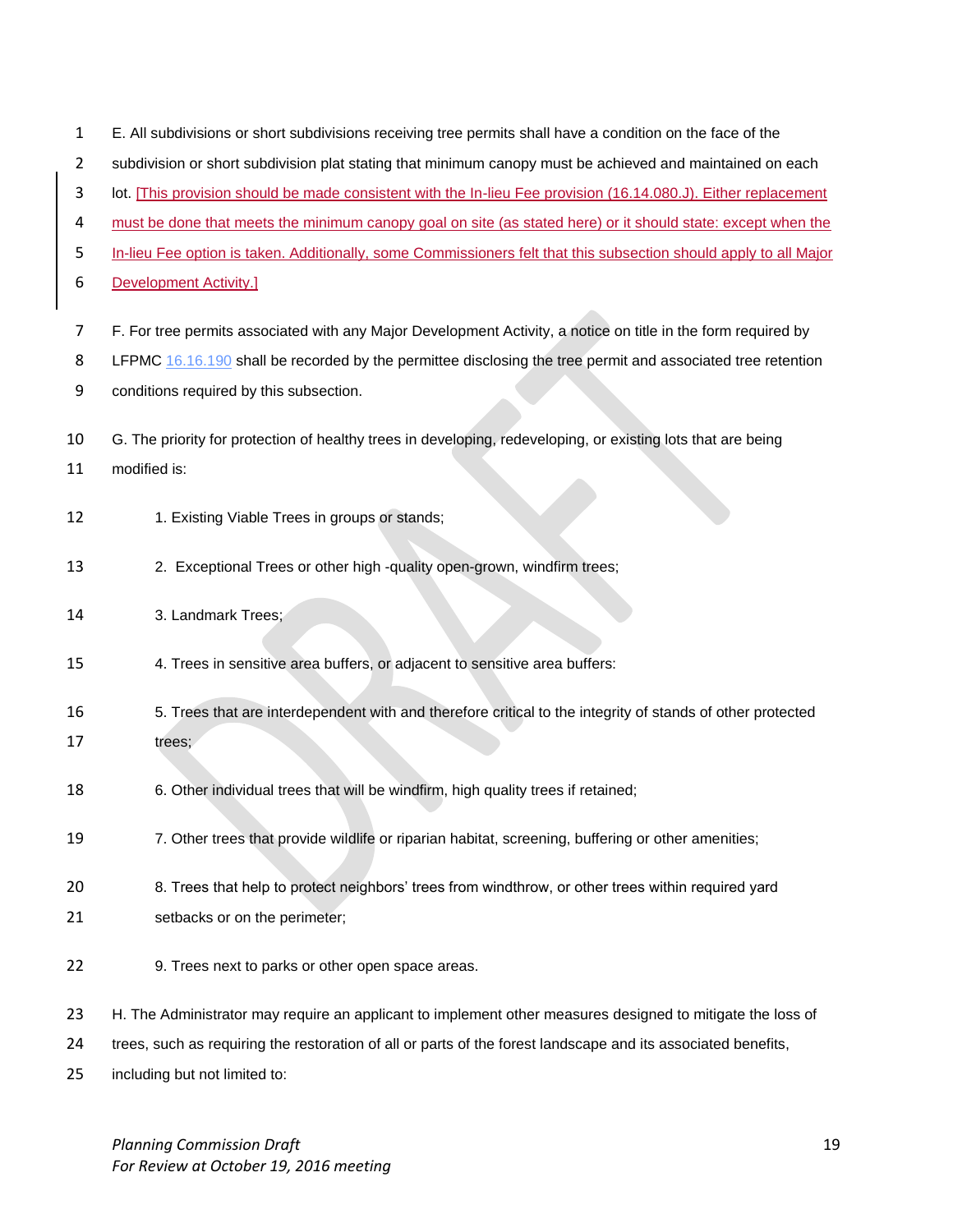E. All subdivisions or short subdivisions receiving tree permits shall have a condition on the face of the subdivision or short subdivision plat stating that minimum canopy must be achieved and maintained on each lot. [This provision should be made consistent with the In-lieu Fee provision (16.14.080.J). Either replacement must be done that meets the minimum canopy goal on site (as stated here) or it should state: except when the In-lieu Fee option is taken. Additionally, some Commissioners felt that this subsection should apply to all Major Development Activity.]

F. For tree permits associated with any Major Development Activity, a notice on title in the form required by LFPMC 16.16.190 shall be recorded by the permittee disclosing the tree permit and associated tree retention conditions required by this subsection.

G. The priority for protection of healthy trees in developing, redeveloping, or existing lots that are being modified is:

1. Existing Viable Trees in groups or stands;

2. Exceptional Trees or other high -quality open-grown, windfirm trees;

3. Landmark Trees;

4. Trees in sensitive area buffers, or adjacent to sensitive area buffers:

5. Trees that are interdependent with and therefore critical to the integrity of stands of other protected trees;

6. Other individual trees that will be windfirm, high quality trees if retained;

7. Other trees that provide wildlife or riparian habitat, screening, buffering or other amenities;

8. Trees that help to protect neighbors' trees from windthrow, or other trees within required yard setbacks or on the perimeter;

9. Trees next to parks or other open space areas.

H. The Administrator may require an applicant to implement other measures designed to mitigate the loss of trees, such as requiring the restoration of all or parts of the forest landscape and its associated benefits, including but not limited to:

*Planning Commission Draft*
*For Review at October 19, 2016 meeting*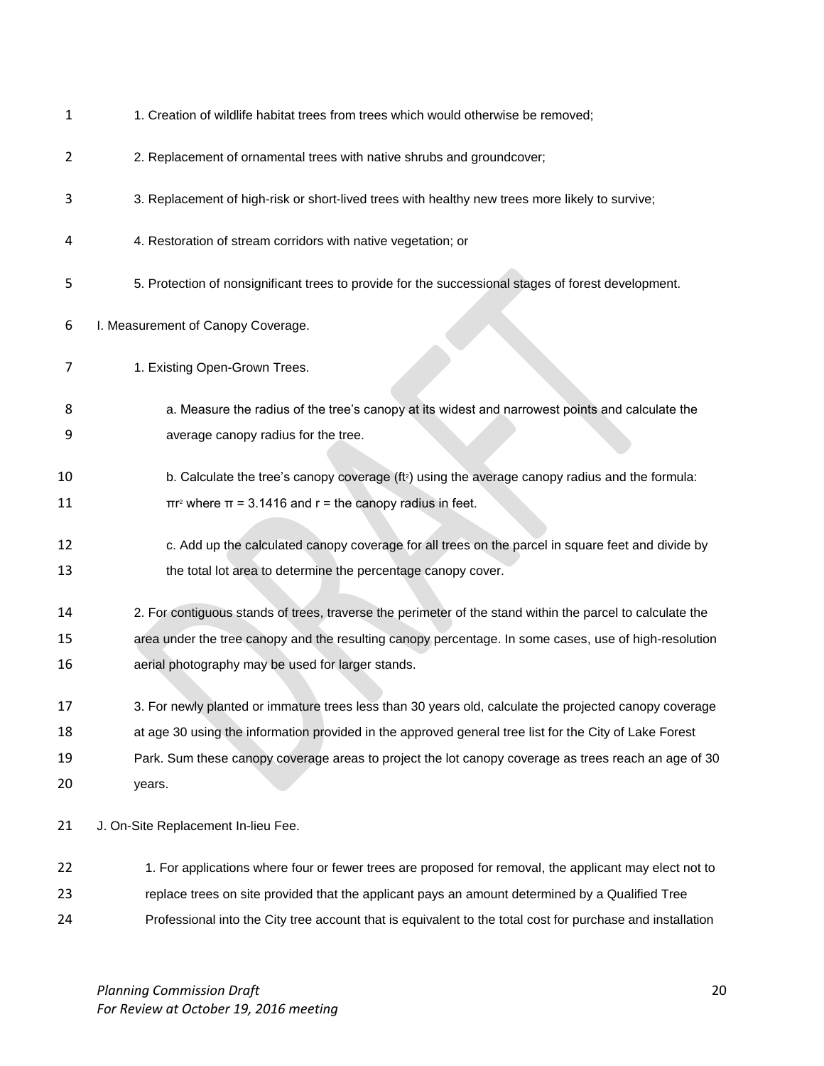1. Creation of wildlife habitat trees from trees which would otherwise be removed;

2. Replacement of ornamental trees with native shrubs and groundcover;

3. Replacement of high-risk or short-lived trees with healthy new trees more likely to survive;

4. Restoration of stream corridors with native vegetation; or

5. Protection of nonsignificant trees to provide for the successional stages of forest development.

I. Measurement of Canopy Coverage.

1. Existing Open-Grown Trees.

a. Measure the radius of the tree's canopy at its widest and narrowest points and calculate the average canopy radius for the tree.

b. Calculate the tree's canopy coverage ($ft^2$) using the average canopy radius and the formula: $\pi r^2$ where $\pi = 3.1416$ and r = the canopy radius in feet.

c. Add up the calculated canopy coverage for all trees on the parcel in square feet and divide by the total lot area to determine the percentage canopy cover.

2. For contiguous stands of trees, traverse the perimeter of the stand within the parcel to calculate the area under the tree canopy and the resulting canopy percentage. In some cases, use of high-resolution aerial photography may be used for larger stands.

3. For newly planted or immature trees less than 30 years old, calculate the projected canopy coverage at age 30 using the information provided in the approved general tree list for the City of Lake Forest Park. Sum these canopy coverage areas to project the lot canopy coverage as trees reach an age of 30 years.

J. On-Site Replacement In-lieu Fee.

1. For applications where four or fewer trees are proposed for removal, the applicant may elect not to replace trees on site provided that the applicant pays an amount determined by a Qualified Tree Professional into the City tree account that is equivalent to the total cost for purchase and installation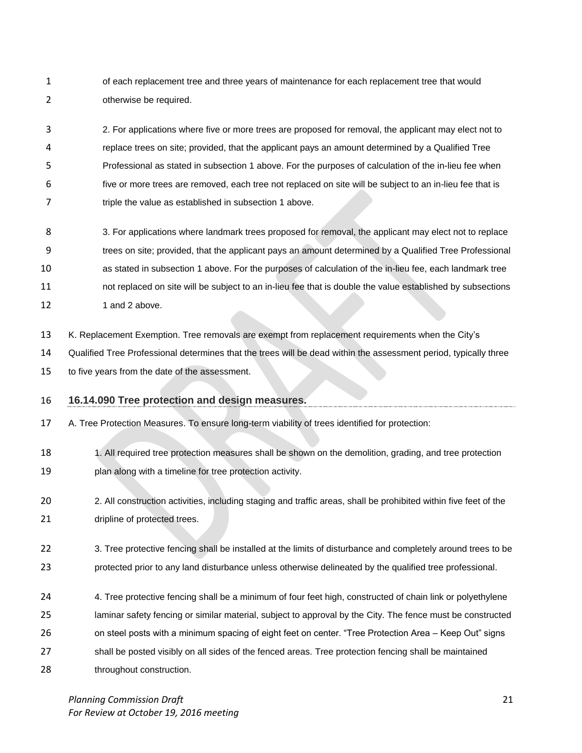of each replacement tree and three years of maintenance for each replacement tree that would otherwise be required.

2. For applications where five or more trees are proposed for removal, the applicant may elect not to replace trees on site; provided, that the applicant pays an amount determined by a Qualified Tree Professional as stated in subsection 1 above. For the purposes of calculation of the in-lieu fee when five or more trees are removed, each tree not replaced on site will be subject to an in-lieu fee that is triple the value as established in subsection 1 above.

3. For applications where landmark trees proposed for removal, the applicant may elect not to replace trees on site; provided, that the applicant pays an amount determined by a Qualified Tree Professional as stated in subsection 1 above. For the purposes of calculation of the in-lieu fee, each landmark tree not replaced on site will be subject to an in-lieu fee that is double the value established by subsections 1 and 2 above.

K. Replacement Exemption. Tree removals are exempt from replacement requirements when the City's Qualified Tree Professional determines that the trees will be dead within the assessment period, typically three to five years from the date of the assessment.

## 16.14.090 Tree protection and design measures.

A. Tree Protection Measures. To ensure long-term viability of trees identified for protection:

1. All required tree protection measures shall be shown on the demolition, grading, and tree protection plan along with a timeline for tree protection activity.

2. All construction activities, including staging and traffic areas, shall be prohibited within five feet of the dripline of protected trees.

3. Tree protective fencing shall be installed at the limits of disturbance and completely around trees to be protected prior to any land disturbance unless otherwise delineated by the qualified tree professional.

4. Tree protective fencing shall be a minimum of four feet high, constructed of chain link or polyethylene laminar safety fencing or similar material, subject to approval by the City. The fence must be constructed on steel posts with a minimum spacing of eight feet on center. "Tree Protection Area – Keep Out" signs shall be posted visibly on all sides of the fenced areas. Tree protection fencing shall be maintained throughout construction.

*Planning Commission Draft*
*For Review at October 19, 2016 meeting*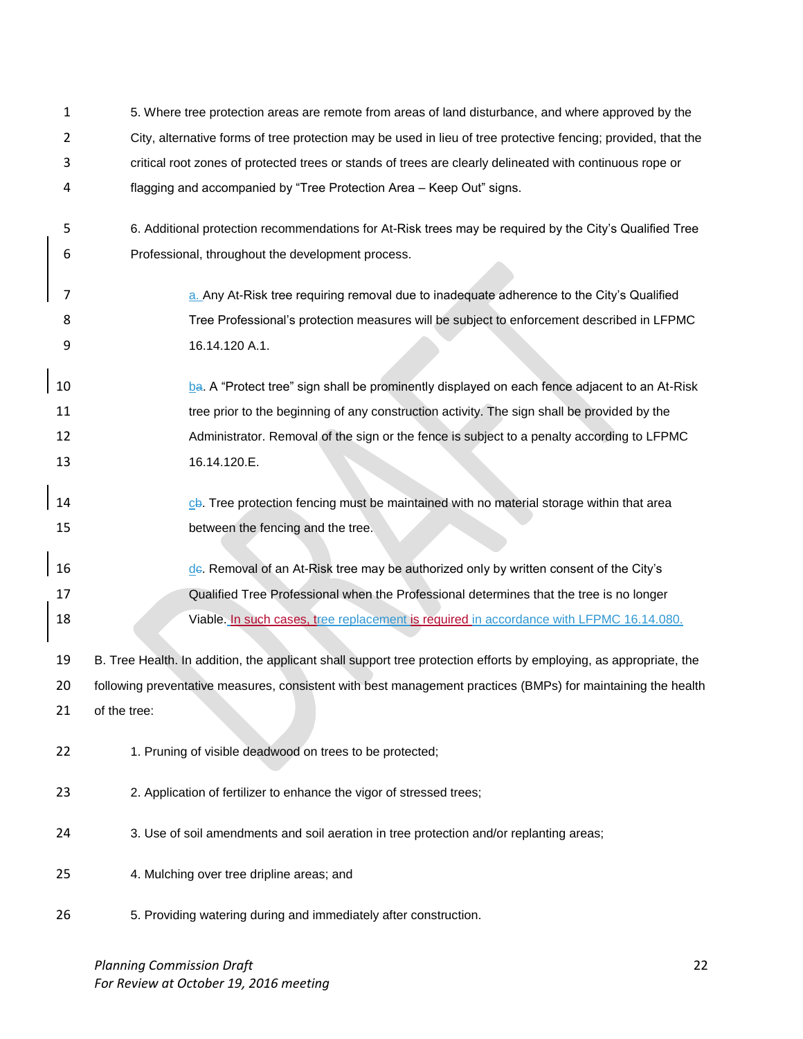5. Where tree protection areas are remote from areas of land disturbance, and where approved by the City, alternative forms of tree protection may be used in lieu of tree protective fencing; provided, that the critical root zones of protected trees or stands of trees are clearly delineated with continuous rope or flagging and accompanied by "Tree Protection Area – Keep Out" signs.

6. Additional protection recommendations for At-Risk trees may be required by the City's Qualified Tree Professional, throughout the development process.

a. Any At-Risk tree requiring removal due to inadequate adherence to the City's Qualified Tree Professional's protection measures will be subject to enforcement described in LFPMC 16.14.120 A.1.

b~~a~~. A "Protect tree" sign shall be prominently displayed on each fence adjacent to an At-Risk tree prior to the beginning of any construction activity. The sign shall be provided by the Administrator. Removal of the sign or the fence is subject to a penalty according to LFPMC 16.14.120.E.

c~~b~~. Tree protection fencing must be maintained with no material storage within that area between the fencing and the tree.

d~~c~~. Removal of an At-Risk tree may be authorized only by written consent of the City's Qualified Tree Professional when the Professional determines that the tree is no longer Viable. In such cases, tree replacement is required in accordance with LFPMC 16.14.080.

B. Tree Health. In addition, the applicant shall support tree protection efforts by employing, as appropriate, the following preventative measures, consistent with best management practices (BMPs) for maintaining the health of the tree:

1. Pruning of visible deadwood on trees to be protected;

2. Application of fertilizer to enhance the vigor of stressed trees;

3. Use of soil amendments and soil aeration in tree protection and/or replanting areas;

4. Mulching over tree dripline areas; and

5. Providing watering during and immediately after construction.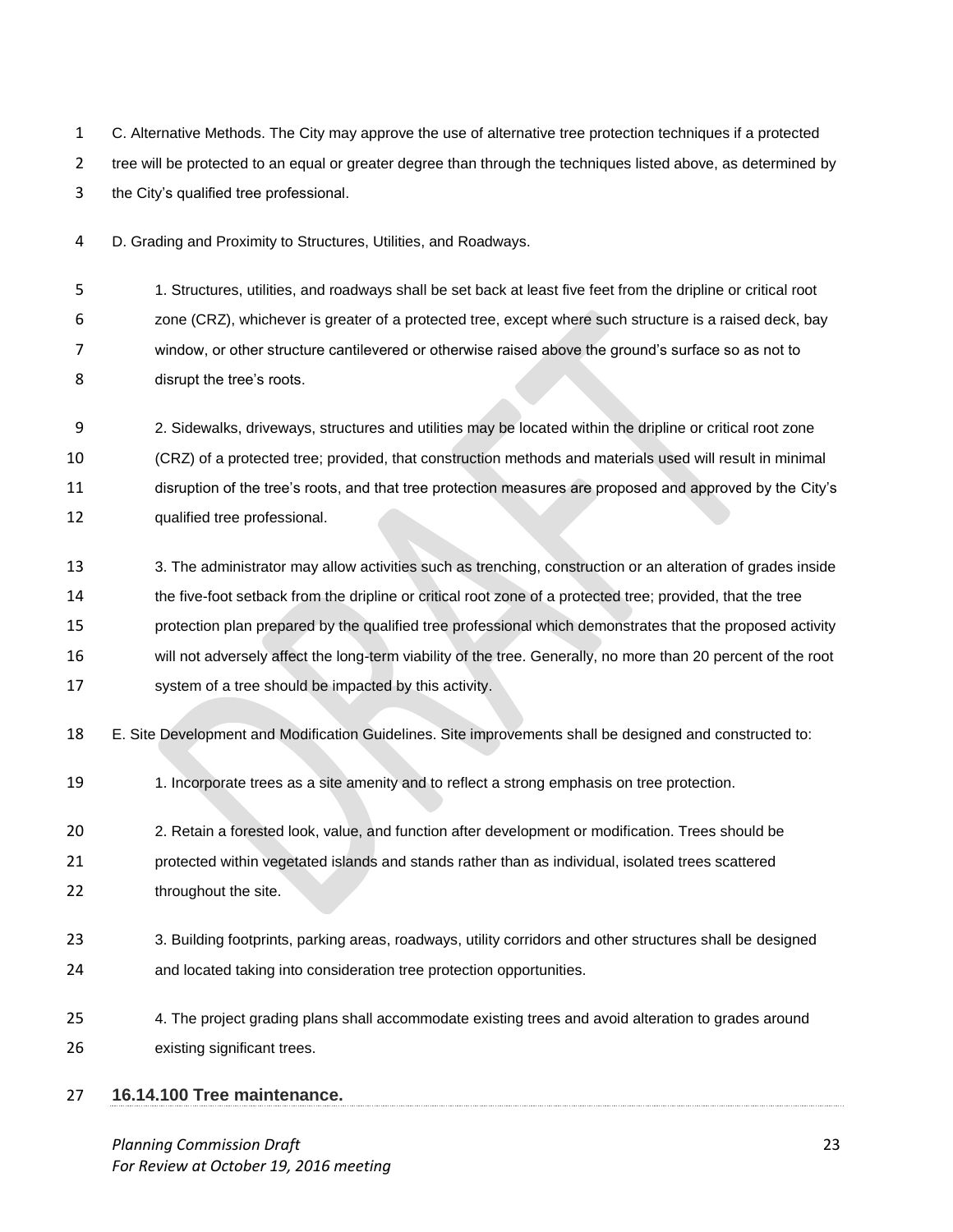C. Alternative Methods. The City may approve the use of alternative tree protection techniques if a protected tree will be protected to an equal or greater degree than through the techniques listed above, as determined by the City's qualified tree professional.

D. Grading and Proximity to Structures, Utilities, and Roadways.

1. Structures, utilities, and roadways shall be set back at least five feet from the dripline or critical root zone (CRZ), whichever is greater of a protected tree, except where such structure is a raised deck, bay window, or other structure cantilevered or otherwise raised above the ground's surface so as not to disrupt the tree's roots.

2. Sidewalks, driveways, structures and utilities may be located within the dripline or critical root zone (CRZ) of a protected tree; provided, that construction methods and materials used will result in minimal disruption of the tree's roots, and that tree protection measures are proposed and approved by the City's qualified tree professional.

3. The administrator may allow activities such as trenching, construction or an alteration of grades inside the five-foot setback from the dripline or critical root zone of a protected tree; provided, that the tree protection plan prepared by the qualified tree professional which demonstrates that the proposed activity will not adversely affect the long-term viability of the tree. Generally, no more than 20 percent of the root system of a tree should be impacted by this activity.

E. Site Development and Modification Guidelines. Site improvements shall be designed and constructed to:

1. Incorporate trees as a site amenity and to reflect a strong emphasis on tree protection.

2. Retain a forested look, value, and function after development or modification. Trees should be protected within vegetated islands and stands rather than as individual, isolated trees scattered throughout the site.

3. Building footprints, parking areas, roadways, utility corridors and other structures shall be designed and located taking into consideration tree protection opportunities.

4. The project grading plans shall accommodate existing trees and avoid alteration to grades around existing significant trees.

## 16.14.100 Tree maintenance.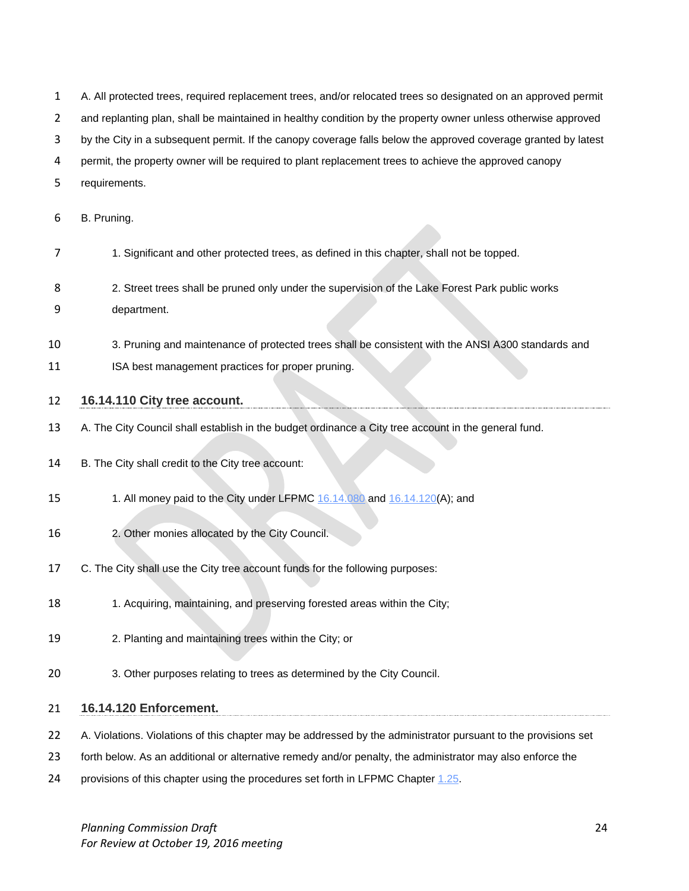A. All protected trees, required replacement trees, and/or relocated trees so designated on an approved permit and replanting plan, shall be maintained in healthy condition by the property owner unless otherwise approved by the City in a subsequent permit. If the canopy coverage falls below the approved coverage granted by latest permit, the property owner will be required to plant replacement trees to achieve the approved canopy requirements.

B. Pruning.

1. Significant and other protected trees, as defined in this chapter, shall not be topped.

2. Street trees shall be pruned only under the supervision of the Lake Forest Park public works department.

3. Pruning and maintenance of protected trees shall be consistent with the ANSI A300 standards and ISA best management practices for proper pruning.

### 16.14.110 City tree account.

A. The City Council shall establish in the budget ordinance a City tree account in the general fund.

B. The City shall credit to the City tree account:

1. All money paid to the City under LFPMC 16.14.080 and 16.14.120(A); and

2. Other monies allocated by the City Council.

C. The City shall use the City tree account funds for the following purposes:

1. Acquiring, maintaining, and preserving forested areas within the City;

2. Planting and maintaining trees within the City; or

3. Other purposes relating to trees as determined by the City Council.

### 16.14.120 Enforcement.

A. Violations. Violations of this chapter may be addressed by the administrator pursuant to the provisions set forth below. As an additional or alternative remedy and/or penalty, the administrator may also enforce the provisions of this chapter using the procedures set forth in LFPMC Chapter 1.25.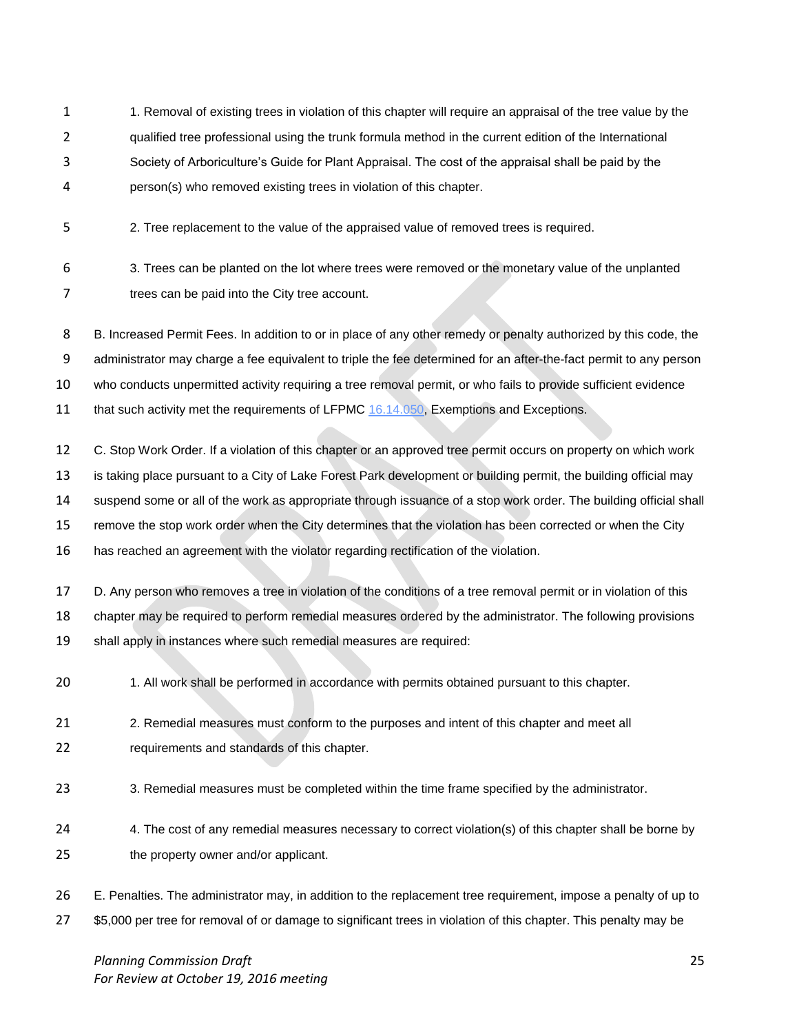1. Removal of existing trees in violation of this chapter will require an appraisal of the tree value by the qualified tree professional using the trunk formula method in the current edition of the International Society of Arboriculture's Guide for Plant Appraisal. The cost of the appraisal shall be paid by the person(s) who removed existing trees in violation of this chapter.

2. Tree replacement to the value of the appraised value of removed trees is required.

3. Trees can be planted on the lot where trees were removed or the monetary value of the unplanted trees can be paid into the City tree account.

B. Increased Permit Fees. In addition to or in place of any other remedy or penalty authorized by this code, the administrator may charge a fee equivalent to triple the fee determined for an after-the-fact permit to any person who conducts unpermitted activity requiring a tree removal permit, or who fails to provide sufficient evidence that such activity met the requirements of LFPMC 16.14.050, Exemptions and Exceptions.

C. Stop Work Order. If a violation of this chapter or an approved tree permit occurs on property on which work is taking place pursuant to a City of Lake Forest Park development or building permit, the building official may suspend some or all of the work as appropriate through issuance of a stop work order. The building official shall remove the stop work order when the City determines that the violation has been corrected or when the City has reached an agreement with the violator regarding rectification of the violation.

D. Any person who removes a tree in violation of the conditions of a tree removal permit or in violation of this chapter may be required to perform remedial measures ordered by the administrator. The following provisions shall apply in instances where such remedial measures are required:

1. All work shall be performed in accordance with permits obtained pursuant to this chapter.

2. Remedial measures must conform to the purposes and intent of this chapter and meet all requirements and standards of this chapter.

3. Remedial measures must be completed within the time frame specified by the administrator.

4. The cost of any remedial measures necessary to correct violation(s) of this chapter shall be borne by the property owner and/or applicant.

E. Penalties. The administrator may, in addition to the replacement tree requirement, impose a penalty of up to $5,000 per tree for removal of or damage to significant trees in violation of this chapter. This penalty may be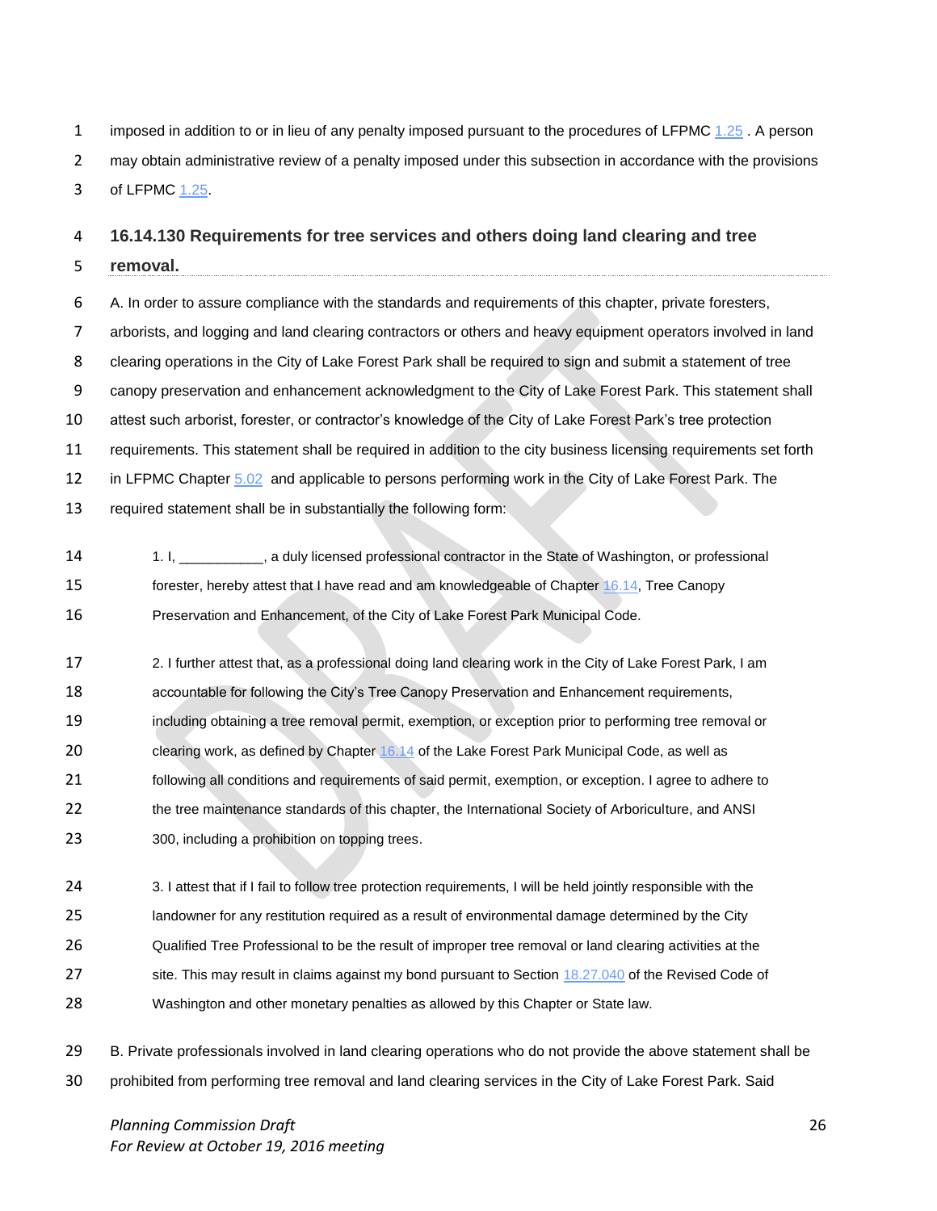imposed in addition to or in lieu of any penalty imposed pursuant to the procedures of LFPMC 1.25 . A person may obtain administrative review of a penalty imposed under this subsection in accordance with the provisions of LFPMC 1.25.

## 16.14.130 Requirements for tree services and others doing land clearing and tree removal.

A. In order to assure compliance with the standards and requirements of this chapter, private foresters, arborists, and logging and land clearing contractors or others and heavy equipment operators involved in land clearing operations in the City of Lake Forest Park shall be required to sign and submit a statement of tree canopy preservation and enhancement acknowledgment to the City of Lake Forest Park. This statement shall attest such arborist, forester, or contractor's knowledge of the City of Lake Forest Park's tree protection requirements. This statement shall be required in addition to the city business licensing requirements set forth in LFPMC Chapter 5.02 and applicable to persons performing work in the City of Lake Forest Park. The required statement shall be in substantially the following form:

> 1. I, ___________, a duly licensed professional contractor in the State of Washington, or professional forester, hereby attest that I have read and am knowledgeable of Chapter 16.14, Tree Canopy Preservation and Enhancement, of the City of Lake Forest Park Municipal Code.
>
> 2. I further attest that, as a professional doing land clearing work in the City of Lake Forest Park, I am accountable for following the City's Tree Canopy Preservation and Enhancement requirements, including obtaining a tree removal permit, exemption, or exception prior to performing tree removal or clearing work, as defined by Chapter 16.14 of the Lake Forest Park Municipal Code, as well as following all conditions and requirements of said permit, exemption, or exception. I agree to adhere to the tree maintenance standards of this chapter, the International Society of Arboriculture, and ANSI 300, including a prohibition on topping trees.
>
> 3. I attest that if I fail to follow tree protection requirements, I will be held jointly responsible with the landowner for any restitution required as a result of environmental damage determined by the City Qualified Tree Professional to be the result of improper tree removal or land clearing activities at the site. This may result in claims against my bond pursuant to Section 18.27.040 of the Revised Code of Washington and other monetary penalties as allowed by this Chapter or State law.

B. Private professionals involved in land clearing operations who do not provide the above statement shall be prohibited from performing tree removal and land clearing services in the City of Lake Forest Park. Said

*Planning Commission Draft*
*For Review at October 19, 2016 meeting*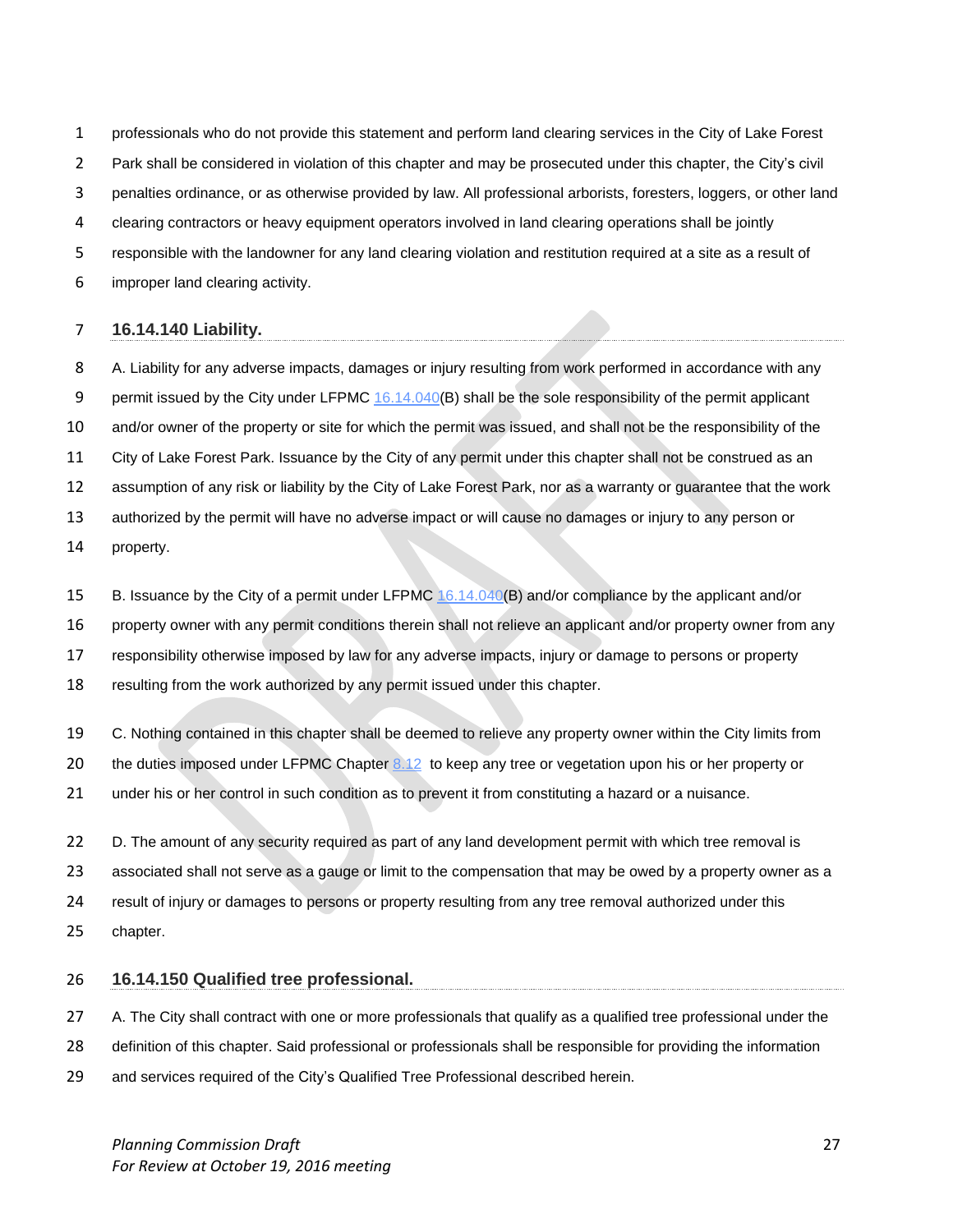professionals who do not provide this statement and perform land clearing services in the City of Lake Forest Park shall be considered in violation of this chapter and may be prosecuted under this chapter, the City's civil penalties ordinance, or as otherwise provided by law. All professional arborists, foresters, loggers, or other land clearing contractors or heavy equipment operators involved in land clearing operations shall be jointly responsible with the landowner for any land clearing violation and restitution required at a site as a result of improper land clearing activity.

### 16.14.140 Liability.

A. Liability for any adverse impacts, damages or injury resulting from work performed in accordance with any permit issued by the City under LFPMC 16.14.040(B) shall be the sole responsibility of the permit applicant and/or owner of the property or site for which the permit was issued, and shall not be the responsibility of the City of Lake Forest Park. Issuance by the City of any permit under this chapter shall not be construed as an assumption of any risk or liability by the City of Lake Forest Park, nor as a warranty or guarantee that the work authorized by the permit will have no adverse impact or will cause no damages or injury to any person or property.

B. Issuance by the City of a permit under LFPMC 16.14.040(B) and/or compliance by the applicant and/or property owner with any permit conditions therein shall not relieve an applicant and/or property owner from any responsibility otherwise imposed by law for any adverse impacts, injury or damage to persons or property resulting from the work authorized by any permit issued under this chapter.

C. Nothing contained in this chapter shall be deemed to relieve any property owner within the City limits from the duties imposed under LFPMC Chapter 8.12 to keep any tree or vegetation upon his or her property or under his or her control in such condition as to prevent it from constituting a hazard or a nuisance.

D. The amount of any security required as part of any land development permit with which tree removal is associated shall not serve as a gauge or limit to the compensation that may be owed by a property owner as a result of injury or damages to persons or property resulting from any tree removal authorized under this chapter.

### 16.14.150 Qualified tree professional.

A. The City shall contract with one or more professionals that qualify as a qualified tree professional under the definition of this chapter. Said professional or professionals shall be responsible for providing the information and services required of the City's Qualified Tree Professional described herein.

*Planning Commission Draft*
*For Review at October 19, 2016 meeting*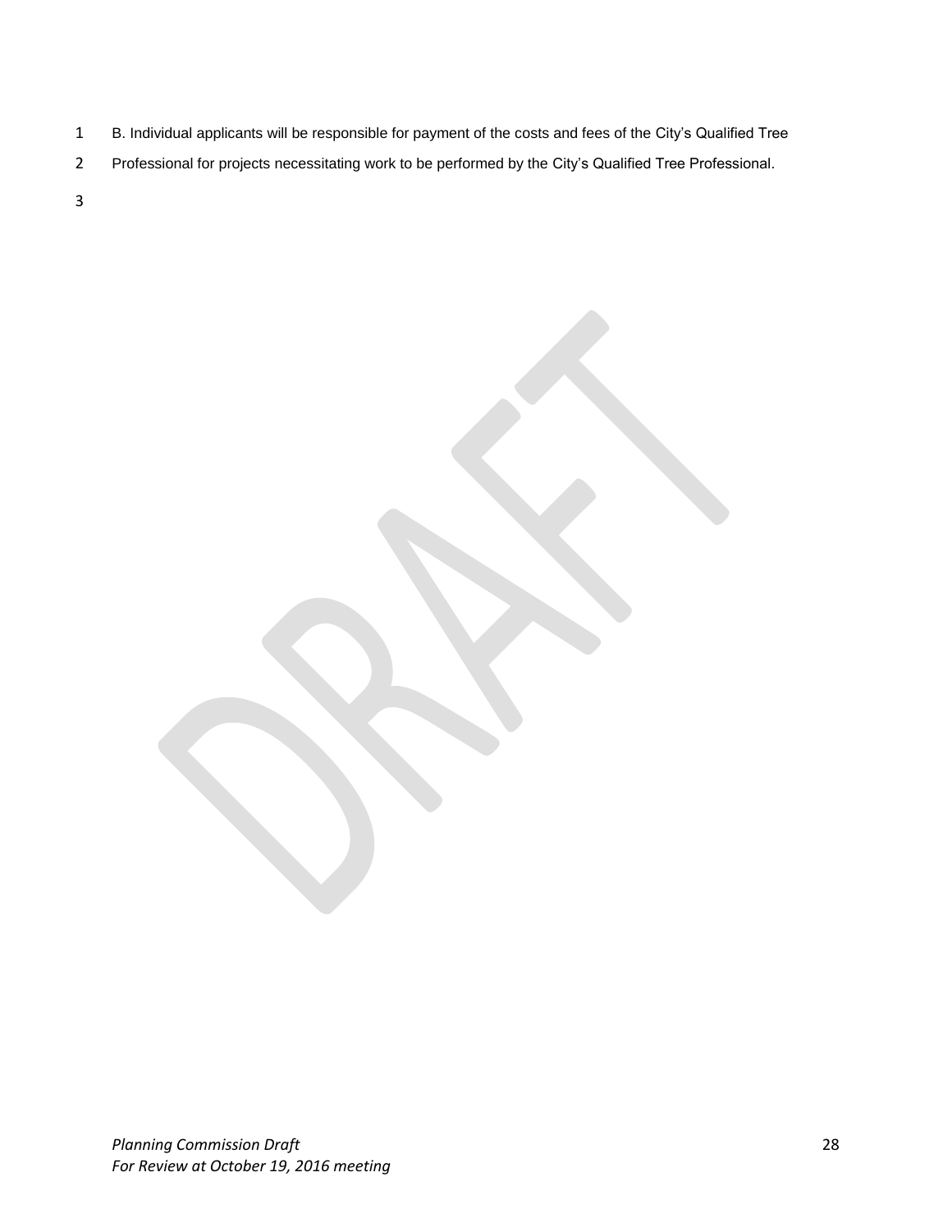B. Individual applicants will be responsible for payment of the costs and fees of the City's Qualified Tree Professional for projects necessitating work to be performed by the City's Qualified Tree Professional.